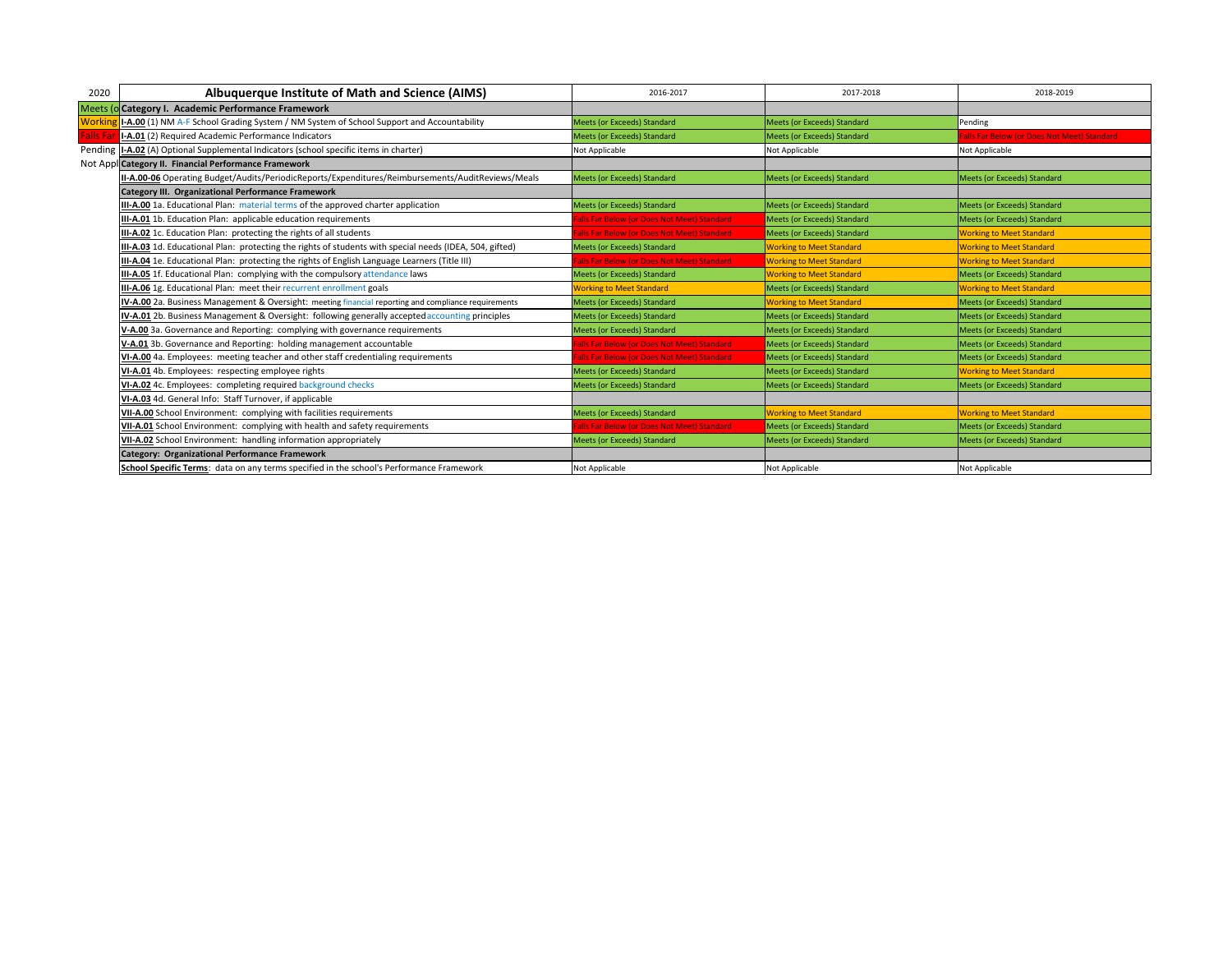| 2020 | Albuquerque Institute of Math and Science (AIMS) | 2016-2017 | 2017-2018 | 2018-2019 |
|---|---|---|---|---|
| Meets (o | **Category I. Academic Performance Framework** | | | |
| Working | **I-A.00** (1) NM A-F School Grading System / NM System of School Support and Accountability | Meets (or Exceeds) Standard | Meets (or Exceeds) Standard | Pending |
| Falls Far | **I-A.01** (2) Required Academic Performance Indicators | Meets (or Exceeds) Standard | Meets (or Exceeds) Standard | Falls Far Below (or Does Not Meet) Standard |
| Pending | **I-A.02** (A) Optional Supplemental Indicators (school specific items in charter) | Not Applicable | Not Applicable | Not Applicable |
| Not Appl | **Category II. Financial Performance Framework** | | | |
| | **II-A.00-06** Operating Budget/Audits/PeriodicReports/Expenditures/Reimbursements/AuditReviews/Meals | Meets (or Exceeds) Standard | Meets (or Exceeds) Standard | Meets (or Exceeds) Standard |
| | **Category III. Organizational Performance Framework** | | | |
| | **III-A.00** 1a. Educational Plan: material terms of the approved charter application | Meets (or Exceeds) Standard | Meets (or Exceeds) Standard | Meets (or Exceeds) Standard |
| | **III-A.01** 1b. Education Plan: applicable education requirements | Falls Far Below (or Does Not Meet) Standard | Meets (or Exceeds) Standard | Meets (or Exceeds) Standard |
| | **III-A.02** 1c. Education Plan: protecting the rights of all students | Falls Far Below (or Does Not Meet) Standard | Meets (or Exceeds) Standard | Working to Meet Standard |
| | **III-A.03** 1d. Educational Plan: protecting the rights of students with special needs (IDEA, 504, gifted) | Meets (or Exceeds) Standard | Working to Meet Standard | Working to Meet Standard |
| | **III-A.04** 1e. Educational Plan: protecting the rights of English Language Learners (Title III) | Falls Far Below (or Does Not Meet) Standard | Working to Meet Standard | Working to Meet Standard |
| | **III-A.05** 1f. Educational Plan: complying with the compulsory attendance laws | Meets (or Exceeds) Standard | Working to Meet Standard | Meets (or Exceeds) Standard |
| | **III-A.06** 1g. Educational Plan: meet their recurrent enrollment goals | Working to Meet Standard | Meets (or Exceeds) Standard | Working to Meet Standard |
| | **IV-A.00** 2a. Business Management & Oversight: meeting financial reporting and compliance requirements | Meets (or Exceeds) Standard | Working to Meet Standard | Meets (or Exceeds) Standard |
| | **IV-A.01** 2b. Business Management & Oversight: following generally accepted accounting principles | Meets (or Exceeds) Standard | Meets (or Exceeds) Standard | Meets (or Exceeds) Standard |
| | **V-A.00** 3a. Governance and Reporting: complying with governance requirements | Meets (or Exceeds) Standard | Meets (or Exceeds) Standard | Meets (or Exceeds) Standard |
| | **V-A.01** 3b. Governance and Reporting: holding management accountable | Falls Far Below (or Does Not Meet) Standard | Meets (or Exceeds) Standard | Meets (or Exceeds) Standard |
| | **VI-A.00** 4a. Employees: meeting teacher and other staff credentialing requirements | Falls Far Below (or Does Not Meet) Standard | Meets (or Exceeds) Standard | Meets (or Exceeds) Standard |
| | **VI-A.01** 4b. Employees: respecting employee rights | Meets (or Exceeds) Standard | Meets (or Exceeds) Standard | Working to Meet Standard |
| | **VI-A.02** 4c. Employees: completing required background checks | Meets (or Exceeds) Standard | Meets (or Exceeds) Standard | Meets (or Exceeds) Standard |
| | **VI-A.03** 4d. General Info: Staff Turnover, if applicable | | | |
| | **VII-A.00** School Environment: complying with facilities requirements | Meets (or Exceeds) Standard | Working to Meet Standard | Working to Meet Standard |
| | **VII-A.01** School Environment: complying with health and safety requirements | Falls Far Below (or Does Not Meet) Standard | Meets (or Exceeds) Standard | Meets (or Exceeds) Standard |
| | **VII-A.02** School Environment: handling information appropriately | Meets (or Exceeds) Standard | Meets (or Exceeds) Standard | Meets (or Exceeds) Standard |
| | **Category: Organizational Performance Framework** | | | |
| | **School Specific Terms**: data on any terms specified in the school's Performance Framework | Not Applicable | Not Applicable | Not Applicable |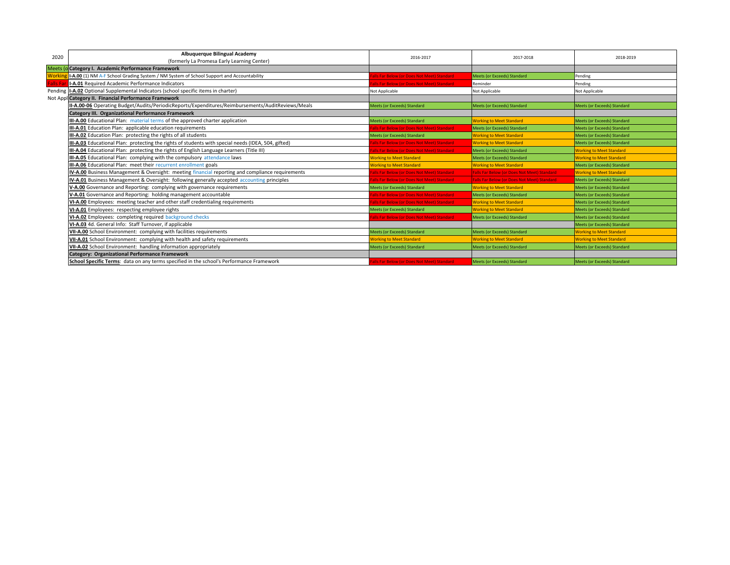| 2020 | Albuquerque Bilingual Academy (formerly La Promesa Early Learning Center) | 2016-2017 | 2017-2018 | 2018-2019 |
|---|---|---|---|---|
| Meets (o | **Category I. Academic Performance Framework** | | | |
| Working | **I-A.00** (1) NM A-F School Grading System / NM System of School Support and Accountability | Falls Far Below (or Does Not Meet) Standard | Meets (or Exceeds) Standard | Pending |
| Falls Far | **I-A.01** Required Academic Performance Indicators | Falls Far Below (or Does Not Meet) Standard | Reminder | Pending |
| Pending | **I-A.02** Optional Supplemental Indicators (school specific items in charter) | Not Applicable | Not Applicable | Not Applicable |
| Not Appl | **Category II. Financial Performance Framework** | | | |
| | **II-A.00-06** Operating Budget/Audits/PeriodicReports/Expenditures/Reimbursements/AuditReviews/Meals | Meets (or Exceeds) Standard | Meets (or Exceeds) Standard | Meets (or Exceeds) Standard |
| | **Category III. Organizational Performance Framework** | | | |
| | **III-A.00** Educational Plan: material terms of the approved charter application | Meets (or Exceeds) Standard | Working to Meet Standard | Meets (or Exceeds) Standard |
| | **III-A.01** Education Plan: applicable education requirements | Falls Far Below (or Does Not Meet) Standard | Meets (or Exceeds) Standard | Meets (or Exceeds) Standard |
| | **III-A.02** Education Plan: protecting the rights of all students | Meets (or Exceeds) Standard | Working to Meet Standard | Meets (or Exceeds) Standard |
| | **III-A.03** Educational Plan: protecting the rights of students with special needs (IDEA, 504, gifted) | Falls Far Below (or Does Not Meet) Standard | Working to Meet Standard | Meets (or Exceeds) Standard |
| | **III-A.04** Educational Plan: protecting the rights of English Language Learners (Title III) | Falls Far Below (or Does Not Meet) Standard | Meets (or Exceeds) Standard | Working to Meet Standard |
| | **III-A.05** Educational Plan: complying with the compulsory attendance laws | Working to Meet Standard | Meets (or Exceeds) Standard | Working to Meet Standard |
| | **III-A.06** Educational Plan: meet their recurrent enrollment goals | Working to Meet Standard | Working to Meet Standard | Meets (or Exceeds) Standard |
| | **IV-A.00** Business Management & Oversight: meeting financial reporting and compliance requirements | Falls Far Below (or Does Not Meet) Standard | Falls Far Below (or Does Not Meet) Standard | Working to Meet Standard |
| | **IV-A.01** Business Management & Oversight: following generally accepted accounting principles | Falls Far Below (or Does Not Meet) Standard | Falls Far Below (or Does Not Meet) Standard | Meets (or Exceeds) Standard |
| | **V-A.00** Governance and Reporting: complying with governance requirements | Meets (or Exceeds) Standard | Working to Meet Standard | Meets (or Exceeds) Standard |
| | **V-A.01** Governance and Reporting: holding management accountable | Falls Far Below (or Does Not Meet) Standard | Meets (or Exceeds) Standard | Meets (or Exceeds) Standard |
| | **VI-A.00** Employees: meeting teacher and other staff credentialing requirements | Falls Far Below (or Does Not Meet) Standard | Working to Meet Standard | Meets (or Exceeds) Standard |
| | **VI-A.01** Employees: respecting employee rights | Meets (or Exceeds) Standard | Working to Meet Standard | Meets (or Exceeds) Standard |
| | **VI-A.02** Employees: completing required background checks | Falls Far Below (or Does Not Meet) Standard | Meets (or Exceeds) Standard | Meets (or Exceeds) Standard |
| | **VI-A.03** 4d. General Info: Staff Turnover, if applicable | | | Meets (or Exceeds) Standard |
| | **VII-A.00** School Environment: complying with facilities requirements | Meets (or Exceeds) Standard | Meets (or Exceeds) Standard | Working to Meet Standard |
| | **VII-A.01** School Environment: complying with health and safety requirements | Working to Meet Standard | Working to Meet Standard | Working to Meet Standard |
| | **VII-A.02** School Environment: handling information appropriately | Meets (or Exceeds) Standard | Meets (or Exceeds) Standard | Meets (or Exceeds) Standard |
| | **Category: Organizational Performance Framework** | | | |
| | **School Specific Terms**: data on any terms specified in the school's Performance Framework | Falls Far Below (or Does Not Meet) Standard | Meets (or Exceeds) Standard | Meets (or Exceeds) Standard |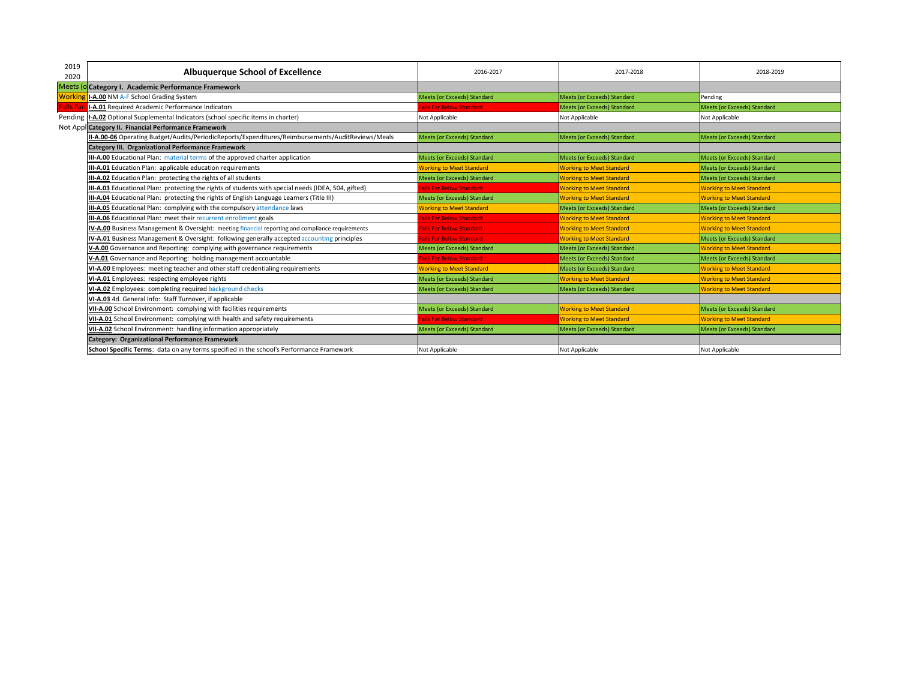| 2019 2020 | Albuquerque School of Excellence | 2016-2017 | 2017-2018 | 2018-2019 |
|---|---|---|---|---|
| Meets (o | **Category I. Academic Performance Framework** | | | |
| Working | **I-A.00** NM A-F School Grading System | Meets (or Exceeds) Standard | Meets (or Exceeds) Standard | Pending |
| Falls Far | **I-A.01** Required Academic Performance Indicators | Falls Far Below Standard | Meets (or Exceeds) Standard | Meets (or Exceeds) Standard |
| Pending | **I-A.02** Optional Supplemental Indicators (school specific items in charter) | Not Applicable | Not Applicable | Not Applicable |
| Not Appl | **Category II. Financial Performance Framework** | | | |
| | **II-A.00-06** Operating Budget/Audits/PeriodicReports/Expenditures/Reimbursements/AuditReviews/Meals | Meets (or Exceeds) Standard | Meets (or Exceeds) Standard | Meets (or Exceeds) Standard |
| | **Category III. Organizational Performance Framework** | | | |
| | **III-A.00** Educational Plan: material terms of the approved charter application | Meets (or Exceeds) Standard | Meets (or Exceeds) Standard | Meets (or Exceeds) Standard |
| | **III-A.01** Education Plan: applicable education requirements | Working to Meet Standard | Working to Meet Standard | Meets (or Exceeds) Standard |
| | **III-A.02** Education Plan: protecting the rights of all students | Meets (or Exceeds) Standard | Working to Meet Standard | Meets (or Exceeds) Standard |
| | **III-A.03** Educational Plan: protecting the rights of students with special needs (IDEA, 504, gifted) | Falls Far Below Standard | Working to Meet Standard | Working to Meet Standard |
| | **III-A.04** Educational Plan: protecting the rights of English Language Learners (Title III) | Meets (or Exceeds) Standard | Working to Meet Standard | Working to Meet Standard |
| | **III-A.05** Educational Plan: complying with the compulsory attendance laws | Working to Meet Standard | Meets (or Exceeds) Standard | Meets (or Exceeds) Standard |
| | **III-A.06** Educational Plan: meet their recurrent enrollment goals | Falls Far Below Standard | Working to Meet Standard | Working to Meet Standard |
| | **IV-A.00** Business Management & Oversight: meeting financial reporting and compliance requirements | Falls Far Below Standard | Working to Meet Standard | Working to Meet Standard |
| | **IV-A.01** Business Management & Oversight: following generally accepted accounting principles | Falls Far Below Standard | Working to Meet Standard | Meets (or Exceeds) Standard |
| | **V-A.00** Governance and Reporting: complying with governance requirements | Meets (or Exceeds) Standard | Meets (or Exceeds) Standard | Working to Meet Standard |
| | **V-A.01** Governance and Reporting: holding management accountable | Falls Far Below Standard | Meets (or Exceeds) Standard | Meets (or Exceeds) Standard |
| | **VI-A.00** Employees: meeting teacher and other staff credentialing requirements | Working to Meet Standard | Meets (or Exceeds) Standard | Working to Meet Standard |
| | **VI-A.01** Employees: respecting employee rights | Meets (or Exceeds) Standard | Working to Meet Standard | Working to Meet Standard |
| | **VI-A.02** Employees: completing required background checks | Meets (or Exceeds) Standard | Meets (or Exceeds) Standard | Working to Meet Standard |
| | **VI-A.03** 4d. General Info: Staff Turnover, if applicable | | | |
| | **VII-A.00** School Environment: complying with facilities requirements | Meets (or Exceeds) Standard | Working to Meet Standard | Meets (or Exceeds) Standard |
| | **VII-A.01** School Environment: complying with health and safety requirements | Falls Far Below Standard | Working to Meet Standard | Working to Meet Standard |
| | **VII-A.02** School Environment: handling information appropriately | Meets (or Exceeds) Standard | Meets (or Exceeds) Standard | Meets (or Exceeds) Standard |
| | **Category: Organizational Performance Framework** | | | |
| | **School Specific Terms**: data on any terms specified in the school's Performance Framework | Not Applicable | Not Applicable | Not Applicable |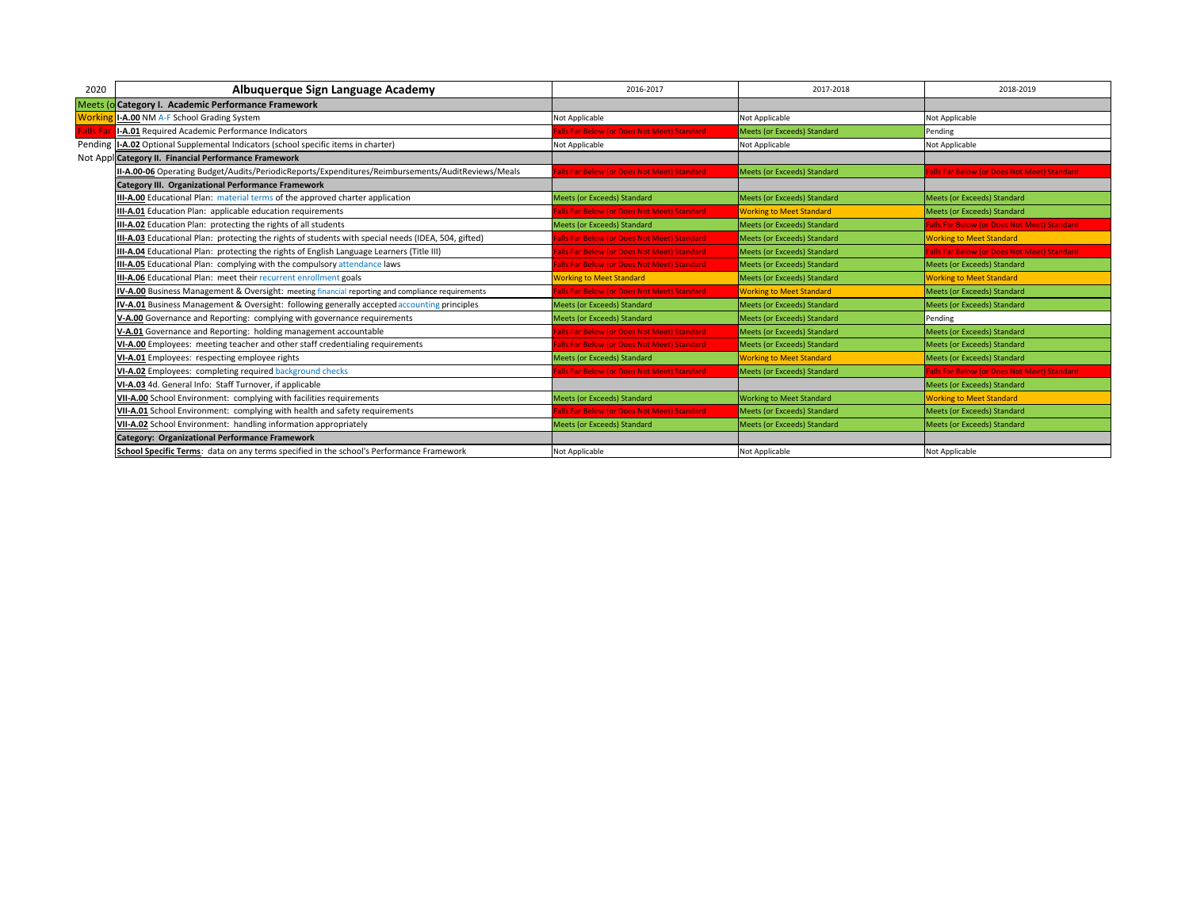| 2020 | Albuquerque Sign Language Academy | 2016-2017 | 2017-2018 | 2018-2019 |
|---|---|---|---|---|
| Meets (o | **Category I. Academic Performance Framework** | | | |
| Working | **I-A.00** NM A-F School Grading System | Not Applicable | Not Applicable | Not Applicable |
| Falls Far | **I-A.01** Required Academic Performance Indicators | Falls Far Below (or Does Not Meet) Standard | Meets (or Exceeds) Standard | Pending |
| Pending | **I-A.02** Optional Supplemental Indicators (school specific items in charter) | Not Applicable | Not Applicable | Not Applicable |
| Not Appl | **Category II. Financial Performance Framework** | | | |
| | **II-A.00-06** Operating Budget/Audits/PeriodicReports/Expenditures/Reimbursements/AuditReviews/Meals | Falls Far Below (or Does Not Meet) Standard | Meets (or Exceeds) Standard | Falls Far Below (or Does Not Meet) Standard |
| | **Category III. Organizational Performance Framework** | | | |
| | **III-A.00** Educational Plan: material terms of the approved charter application | Meets (or Exceeds) Standard | Meets (or Exceeds) Standard | Meets (or Exceeds) Standard |
| | **III-A.01** Education Plan: applicable education requirements | Falls Far Below (or Does Not Meet) Standard | Working to Meet Standard | Meets (or Exceeds) Standard |
| | **III-A.02** Education Plan: protecting the rights of all students | Meets (or Exceeds) Standard | Meets (or Exceeds) Standard | Falls Far Below (or Does Not Meet) Standard |
| | **III-A.03** Educational Plan: protecting the rights of students with special needs (IDEA, 504, gifted) | Falls Far Below (or Does Not Meet) Standard | Meets (or Exceeds) Standard | Working to Meet Standard |
| | **III-A.04** Educational Plan: protecting the rights of English Language Learners (Title III) | Falls Far Below (or Does Not Meet) Standard | Meets (or Exceeds) Standard | Falls Far Below (or Does Not Meet) Standard |
| | **III-A.05** Educational Plan: complying with the compulsory attendance laws | Falls Far Below (or Does Not Meet) Standard | Meets (or Exceeds) Standard | Meets (or Exceeds) Standard |
| | **III-A.06** Educational Plan: meet their recurrent enrollment goals | Working to Meet Standard | Meets (or Exceeds) Standard | Working to Meet Standard |
| | **IV-A.00** Business Management & Oversight: meeting financial reporting and compliance requirements | Falls Far Below (or Does Not Meet) Standard | Working to Meet Standard | Meets (or Exceeds) Standard |
| | **IV-A.01** Business Management & Oversight: following generally accepted accounting principles | Meets (or Exceeds) Standard | Meets (or Exceeds) Standard | Meets (or Exceeds) Standard |
| | **V-A.00** Governance and Reporting: complying with governance requirements | Meets (or Exceeds) Standard | Meets (or Exceeds) Standard | Pending |
| | **V-A.01** Governance and Reporting: holding management accountable | Falls Far Below (or Does Not Meet) Standard | Meets (or Exceeds) Standard | Meets (or Exceeds) Standard |
| | **VI-A.00** Employees: meeting teacher and other staff credentialing requirements | Falls Far Below (or Does Not Meet) Standard | Meets (or Exceeds) Standard | Meets (or Exceeds) Standard |
| | **VI-A.01** Employees: respecting employee rights | Meets (or Exceeds) Standard | Working to Meet Standard | Meets (or Exceeds) Standard |
| | **VI-A.02** Employees: completing required background checks | Falls Far Below (or Does Not Meet) Standard | Meets (or Exceeds) Standard | Falls Far Below (or Does Not Meet) Standard |
| | **VI-A.03** 4d. General Info: Staff Turnover, if applicable | | | Meets (or Exceeds) Standard |
| | **VII-A.00** School Environment: complying with facilities requirements | Meets (or Exceeds) Standard | Working to Meet Standard | Working to Meet Standard |
| | **VII-A.01** School Environment: complying with health and safety requirements | Falls Far Below (or Does Not Meet) Standard | Meets (or Exceeds) Standard | Meets (or Exceeds) Standard |
| | **VII-A.02** School Environment: handling information appropriately | Meets (or Exceeds) Standard | Meets (or Exceeds) Standard | Meets (or Exceeds) Standard |
| | **Category: Organizational Performance Framework** | | | |
| | **School Specific Terms**: data on any terms specified in the school's Performance Framework | Not Applicable | Not Applicable | Not Applicable |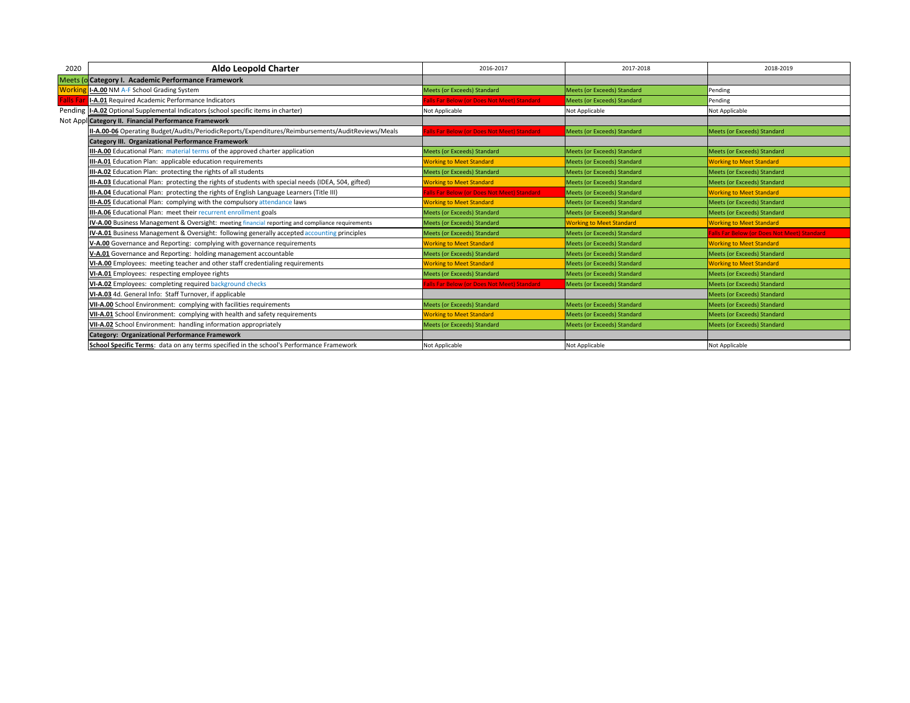| 2020 | Aldo Leopold Charter | 2016-2017 | 2017-2018 | 2018-2019 |
|---|---|---|---|---|
| Meets (o | **Category I. Academic Performance Framework** | | | |
| Working | **I-A.00** NM A-F School Grading System | Meets (or Exceeds) Standard | Meets (or Exceeds) Standard | Pending |
| Falls Far | **I-A.01** Required Academic Performance Indicators | Falls Far Below (or Does Not Meet) Standard | Meets (or Exceeds) Standard | Pending |
| Pending | **I-A.02** Optional Supplemental Indicators (school specific items in charter) | Not Applicable | Not Applicable | Not Applicable |
| Not Appl | **Category II. Financial Performance Framework** | | | |
| | **II-A.00-06** Operating Budget/Audits/PeriodicReports/Expenditures/Reimbursements/AuditReviews/Meals | Falls Far Below (or Does Not Meet) Standard | Meets (or Exceeds) Standard | Meets (or Exceeds) Standard |
| | **Category III. Organizational Performance Framework** | | | |
| | **III-A.00** Educational Plan: material terms of the approved charter application | Meets (or Exceeds) Standard | Meets (or Exceeds) Standard | Meets (or Exceeds) Standard |
| | **III-A.01** Education Plan: applicable education requirements | Working to Meet Standard | Meets (or Exceeds) Standard | Working to Meet Standard |
| | **III-A.02** Education Plan: protecting the rights of all students | Meets (or Exceeds) Standard | Meets (or Exceeds) Standard | Meets (or Exceeds) Standard |
| | **III-A.03** Educational Plan: protecting the rights of students with special needs (IDEA, 504, gifted) | Working to Meet Standard | Meets (or Exceeds) Standard | Meets (or Exceeds) Standard |
| | **III-A.04** Educational Plan: protecting the rights of English Language Learners (Title III) | Falls Far Below (or Does Not Meet) Standard | Meets (or Exceeds) Standard | Working to Meet Standard |
| | **III-A.05** Educational Plan: complying with the compulsory attendance laws | Working to Meet Standard | Meets (or Exceeds) Standard | Meets (or Exceeds) Standard |
| | **III-A.06** Educational Plan: meet their recurrent enrollment goals | Meets (or Exceeds) Standard | Meets (or Exceeds) Standard | Meets (or Exceeds) Standard |
| | **IV-A.00** Business Management & Oversight: meeting financial reporting and compliance requirements | Meets (or Exceeds) Standard | Working to Meet Standard | Working to Meet Standard |
| | **IV-A.01** Business Management & Oversight: following generally accepted accounting principles | Meets (or Exceeds) Standard | Meets (or Exceeds) Standard | Falls Far Below (or Does Not Meet) Standard |
| | **V-A.00** Governance and Reporting: complying with governance requirements | Working to Meet Standard | Meets (or Exceeds) Standard | Working to Meet Standard |
| | **V-A.01** Governance and Reporting: holding management accountable | Meets (or Exceeds) Standard | Meets (or Exceeds) Standard | Meets (or Exceeds) Standard |
| | **VI-A.00** Employees: meeting teacher and other staff credentialing requirements | Working to Meet Standard | Meets (or Exceeds) Standard | Working to Meet Standard |
| | **VI-A.01** Employees: respecting employee rights | Meets (or Exceeds) Standard | Meets (or Exceeds) Standard | Meets (or Exceeds) Standard |
| | **VI-A.02** Employees: completing required background checks | Falls Far Below (or Does Not Meet) Standard | Meets (or Exceeds) Standard | Meets (or Exceeds) Standard |
| | **VI-A.03** 4d. General Info: Staff Turnover, if applicable | | | Meets (or Exceeds) Standard |
| | **VII-A.00** School Environment: complying with facilities requirements | Meets (or Exceeds) Standard | Meets (or Exceeds) Standard | Meets (or Exceeds) Standard |
| | **VII-A.01** School Environment: complying with health and safety requirements | Working to Meet Standard | Meets (or Exceeds) Standard | Meets (or Exceeds) Standard |
| | **VII-A.02** School Environment: handling information appropriately | Meets (or Exceeds) Standard | Meets (or Exceeds) Standard | Meets (or Exceeds) Standard |
| | **Category: Organizational Performance Framework** | | | |
| | **School Specific Terms**: data on any terms specified in the school's Performance Framework | Not Applicable | Not Applicable | Not Applicable |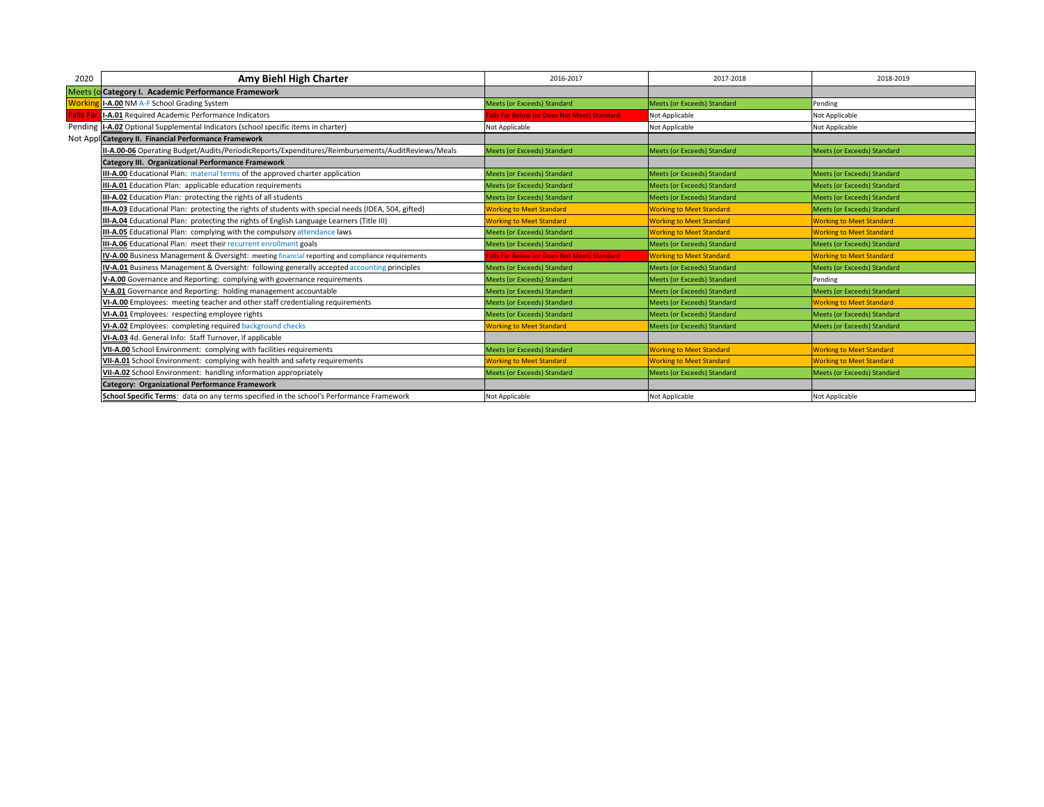| 2020 | Amy Biehl High Charter | 2016-2017 | 2017-2018 | 2018-2019 |
|---|---|---|---|---|
| Meets (o | **Category I. Academic Performance Framework** | | | |
| Working | **I-A.00** NM A-F School Grading System | Meets (or Exceeds) Standard | Meets (or Exceeds) Standard | Pending |
| Falls Far | **I-A.01** Required Academic Performance Indicators | Falls Far Below (or Does Not Meet) Standard | Not Applicable | Not Applicable |
| Pending | **I-A.02** Optional Supplemental Indicators (school specific items in charter) | Not Applicable | Not Applicable | Not Applicable |
| Not Appl | **Category II. Financial Performance Framework** | | | |
| | **II-A.00-06** Operating Budget/Audits/PeriodicReports/Expenditures/Reimbursements/AuditReviews/Meals | Meets (or Exceeds) Standard | Meets (or Exceeds) Standard | Meets (or Exceeds) Standard |
| | **Category III. Organizational Performance Framework** | | | |
| | **III-A.00** Educational Plan: material terms of the approved charter application | Meets (or Exceeds) Standard | Meets (or Exceeds) Standard | Meets (or Exceeds) Standard |
| | **III-A.01** Education Plan: applicable education requirements | Meets (or Exceeds) Standard | Meets (or Exceeds) Standard | Meets (or Exceeds) Standard |
| | **III-A.02** Education Plan: protecting the rights of all students | Meets (or Exceeds) Standard | Meets (or Exceeds) Standard | Meets (or Exceeds) Standard |
| | **III-A.03** Educational Plan: protecting the rights of students with special needs (IDEA, 504, gifted) | Working to Meet Standard | Working to Meet Standard | Meets (or Exceeds) Standard |
| | **III-A.04** Educational Plan: protecting the rights of English Language Learners (Title III) | Working to Meet Standard | Working to Meet Standard | Working to Meet Standard |
| | **III-A.05** Educational Plan: complying with the compulsory attendance laws | Meets (or Exceeds) Standard | Working to Meet Standard | Working to Meet Standard |
| | **III-A.06** Educational Plan: meet their recurrent enrollment goals | Meets (or Exceeds) Standard | Meets (or Exceeds) Standard | Meets (or Exceeds) Standard |
| | **IV-A.00** Business Management & Oversight: meeting financial reporting and compliance requirements | Falls Far Below (or Does Not Meet) Standard | Working to Meet Standard | Working to Meet Standard |
| | **IV-A.01** Business Management & Oversight: following generally accepted accounting principles | Meets (or Exceeds) Standard | Meets (or Exceeds) Standard | Meets (or Exceeds) Standard |
| | **V-A.00** Governance and Reporting: complying with governance requirements | Meets (or Exceeds) Standard | Meets (or Exceeds) Standard | Pending |
| | **V-A.01** Governance and Reporting: holding management accountable | Meets (or Exceeds) Standard | Meets (or Exceeds) Standard | Meets (or Exceeds) Standard |
| | **VI-A.00** Employees: meeting teacher and other staff credentialing requirements | Meets (or Exceeds) Standard | Meets (or Exceeds) Standard | Working to Meet Standard |
| | **VI-A.01** Employees: respecting employee rights | Meets (or Exceeds) Standard | Meets (or Exceeds) Standard | Meets (or Exceeds) Standard |
| | **VI-A.02** Employees: completing required background checks | Working to Meet Standard | Meets (or Exceeds) Standard | Meets (or Exceeds) Standard |
| | **VI-A.03** 4d. General Info: Staff Turnover, if applicable | | | |
| | **VII-A.00** School Environment: complying with facilities requirements | Meets (or Exceeds) Standard | Working to Meet Standard | Working to Meet Standard |
| | **VII-A.01** School Environment: complying with health and safety requirements | Working to Meet Standard | Working to Meet Standard | Working to Meet Standard |
| | **VII-A.02** School Environment: handling information appropriately | Meets (or Exceeds) Standard | Meets (or Exceeds) Standard | Meets (or Exceeds) Standard |
| | **Category: Organizational Performance Framework** | | | |
| | **School Specific Terms**: data on any terms specified in the school's Performance Framework | Not Applicable | Not Applicable | Not Applicable |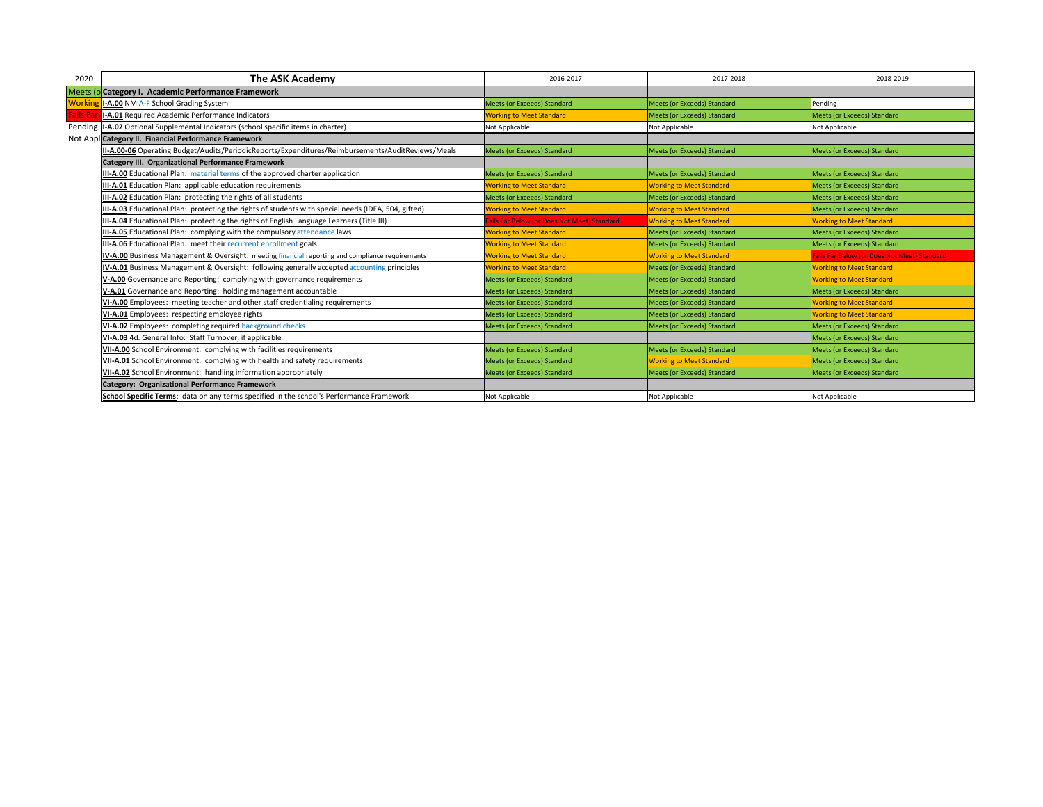| 2020 | The ASK Academy | 2016-2017 | 2017-2018 | 2018-2019 |
|---|---|---|---|---|
| Meets (o | **Category I. Academic Performance Framework** | | | |
| Working | **I-A.00** NM A-F School Grading System | Meets (or Exceeds) Standard | Meets (or Exceeds) Standard | Pending |
| Falls Far | **I-A.01** Required Academic Performance Indicators | Working to Meet Standard | Meets (or Exceeds) Standard | Meets (or Exceeds) Standard |
| Pending | **I-A.02** Optional Supplemental Indicators (school specific items in charter) | Not Applicable | Not Applicable | Not Applicable |
| Not Appl | **Category II. Financial Performance Framework** | | | |
| | **II-A.00-06** Operating Budget/Audits/PeriodicReports/Expenditures/Reimbursements/AuditReviews/Meals | Meets (or Exceeds) Standard | Meets (or Exceeds) Standard | Meets (or Exceeds) Standard |
| | **Category III. Organizational Performance Framework** | | | |
| | **III-A.00** Educational Plan: material terms of the approved charter application | Meets (or Exceeds) Standard | Meets (or Exceeds) Standard | Meets (or Exceeds) Standard |
| | **III-A.01** Education Plan: applicable education requirements | Working to Meet Standard | Working to Meet Standard | Meets (or Exceeds) Standard |
| | **III-A.02** Education Plan: protecting the rights of all students | Meets (or Exceeds) Standard | Meets (or Exceeds) Standard | Meets (or Exceeds) Standard |
| | **III-A.03** Educational Plan: protecting the rights of students with special needs (IDEA, 504, gifted) | Working to Meet Standard | Working to Meet Standard | Meets (or Exceeds) Standard |
| | **III-A.04** Educational Plan: protecting the rights of English Language Learners (Title III) | Falls Far Below (or Does Not Meet) Standard | Working to Meet Standard | Working to Meet Standard |
| | **III-A.05** Educational Plan: complying with the compulsory attendance laws | Working to Meet Standard | Meets (or Exceeds) Standard | Meets (or Exceeds) Standard |
| | **III-A.06** Educational Plan: meet their recurrent enrollment goals | Working to Meet Standard | Meets (or Exceeds) Standard | Meets (or Exceeds) Standard |
| | **IV-A.00** Business Management & Oversight: meeting financial reporting and compliance requirements | Working to Meet Standard | Working to Meet Standard | Falls Far Below (or Does Not Meet) Standard |
| | **IV-A.01** Business Management & Oversight: following generally accepted accounting principles | Working to Meet Standard | Meets (or Exceeds) Standard | Working to Meet Standard |
| | **V-A.00** Governance and Reporting: complying with governance requirements | Meets (or Exceeds) Standard | Meets (or Exceeds) Standard | Working to Meet Standard |
| | **V-A.01** Governance and Reporting: holding management accountable | Meets (or Exceeds) Standard | Meets (or Exceeds) Standard | Meets (or Exceeds) Standard |
| | **VI-A.00** Employees: meeting teacher and other staff credentialing requirements | Meets (or Exceeds) Standard | Meets (or Exceeds) Standard | Working to Meet Standard |
| | **VI-A.01** Employees: respecting employee rights | Meets (or Exceeds) Standard | Meets (or Exceeds) Standard | Working to Meet Standard |
| | **VI-A.02** Employees: completing required background checks | Meets (or Exceeds) Standard | Meets (or Exceeds) Standard | Meets (or Exceeds) Standard |
| | **VI-A.03** 4d. General Info: Staff Turnover, if applicable | | | Meets (or Exceeds) Standard |
| | **VII-A.00** School Environment: complying with facilities requirements | Meets (or Exceeds) Standard | Meets (or Exceeds) Standard | Meets (or Exceeds) Standard |
| | **VII-A.01** School Environment: complying with health and safety requirements | Meets (or Exceeds) Standard | Working to Meet Standard | Meets (or Exceeds) Standard |
| | **VII-A.02** School Environment: handling information appropriately | Meets (or Exceeds) Standard | Meets (or Exceeds) Standard | Meets (or Exceeds) Standard |
| | **Category: Organizational Performance Framework** | | | |
| | **School Specific Terms**: data on any terms specified in the school's Performance Framework | Not Applicable | Not Applicable | Not Applicable |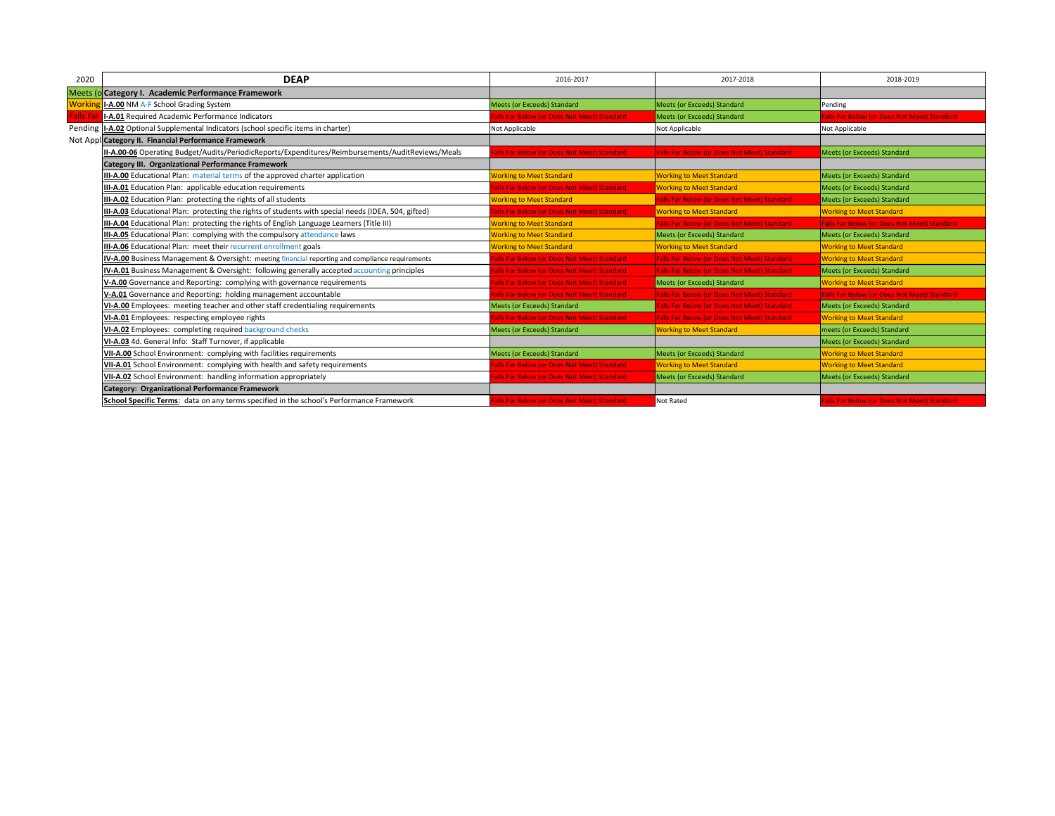| 2020 | DEAP | 2016-2017 | 2017-2018 | 2018-2019 |
|---|---|---|---|---|
| Meets (o | **Category I. Academic Performance Framework** | | | |
| Working | **I-A.00** NM A-F School Grading System | Meets (or Exceeds) Standard | Meets (or Exceeds) Standard | Pending |
| Falls Far | **I-A.01** Required Academic Performance Indicators | Falls Far Below (or Does Not Meet) Standard | Meets (or Exceeds) Standard | Falls Far Below (or Does Not Meet) Standard |
| Pending | **I-A.02** Optional Supplemental Indicators (school specific items in charter) | Not Applicable | Not Applicable | Not Applicable |
| Not Appl | **Category II. Financial Performance Framework** | | | |
| | **II-A.00-06** Operating Budget/Audits/PeriodicReports/Expenditures/Reimbursements/AuditReviews/Meals | Falls Far Below (or Does Not Meet) Standard | Falls Far Below (or Does Not Meet) Standard | Meets (or Exceeds) Standard |
| | **Category III. Organizational Performance Framework** | | | |
| | **III-A.00** Educational Plan: material terms of the approved charter application | Working to Meet Standard | Working to Meet Standard | Meets (or Exceeds) Standard |
| | **III-A.01** Education Plan: applicable education requirements | Falls Far Below (or Does Not Meet) Standard | Working to Meet Standard | Meets (or Exceeds) Standard |
| | **III-A.02** Education Plan: protecting the rights of all students | Working to Meet Standard | Falls Far Below (or Does Not Meet) Standard | Meets (or Exceeds) Standard |
| | **III-A.03** Educational Plan: protecting the rights of students with special needs (IDEA, 504, gifted) | Falls Far Below (or Does Not Meet) Standard | Working to Meet Standard | Working to Meet Standard |
| | **III-A.04** Educational Plan: protecting the rights of English Language Learners (Title III) | Working to Meet Standard | Falls Far Below (or Does Not Meet) Standard | Falls Far Below (or Does Not Meet) Standard |
| | **III-A.05** Educational Plan: complying with the compulsory attendance laws | Working to Meet Standard | Meets (or Exceeds) Standard | Meets (or Exceeds) Standard |
| | **III-A.06** Educational Plan: meet their recurrent enrollment goals | Working to Meet Standard | Working to Meet Standard | Working to Meet Standard |
| | **IV-A.00** Business Management & Oversight: meeting financial reporting and compliance requirements | Falls Far Below (or Does Not Meet) Standard | Falls Far Below (or Does Not Meet) Standard | Working to Meet Standard |
| | **IV-A.01** Business Management & Oversight: following generally accepted accounting principles | Falls Far Below (or Does Not Meet) Standard | Falls Far Below (or Does Not Meet) Standard | Meets (or Exceeds) Standard |
| | **V-A.00** Governance and Reporting: complying with governance requirements | Falls Far Below (or Does Not Meet) Standard | Meets (or Exceeds) Standard | Working to Meet Standard |
| | **V-A.01** Governance and Reporting: holding management accountable | Falls Far Below (or Does Not Meet) Standard | Falls Far Below (or Does Not Meet) Standard | Falls Far Below (or Does Not Meet) Standard |
| | **VI-A.00** Employees: meeting teacher and other staff credentialing requirements | Meets (or Exceeds) Standard | Falls Far Below (or Does Not Meet) Standard | Meets (or Exceeds) Standard |
| | **VI-A.01** Employees: respecting employee rights | Falls Far Below (or Does Not Meet) Standard | Falls Far Below (or Does Not Meet) Standard | Working to Meet Standard |
| | **VI-A.02** Employees: completing required background checks | Meets (or Exceeds) Standard | Working to Meet Standard | meets (or Exceeds) Standard |
| | **VI-A.03** 4d. General Info: Staff Turnover, if applicable | | | Meets (or Exceeds) Standard |
| | **VII-A.00** School Environment: complying with facilities requirements | Meets (or Exceeds) Standard | Meets (or Exceeds) Standard | Working to Meet Standard |
| | **VII-A.01** School Environment: complying with health and safety requirements | Falls Far Below (or Does Not Meet) Standard | Working to Meet Standard | Working to Meet Standard |
| | **VII-A.02** School Environment: handling information appropriately | Falls Far Below (or Does Not Meet) Standard | Meets (or Exceeds) Standard | Meets (or Exceeds) Standard |
| | **Category: Organizational Performance Framework** | | | |
| | **School Specific Terms**: data on any terms specified in the school's Performance Framework | Falls Far Below (or Does Not Meet) Standard | Not Rated | Falls Far Below (or Does Not Meet) Standard |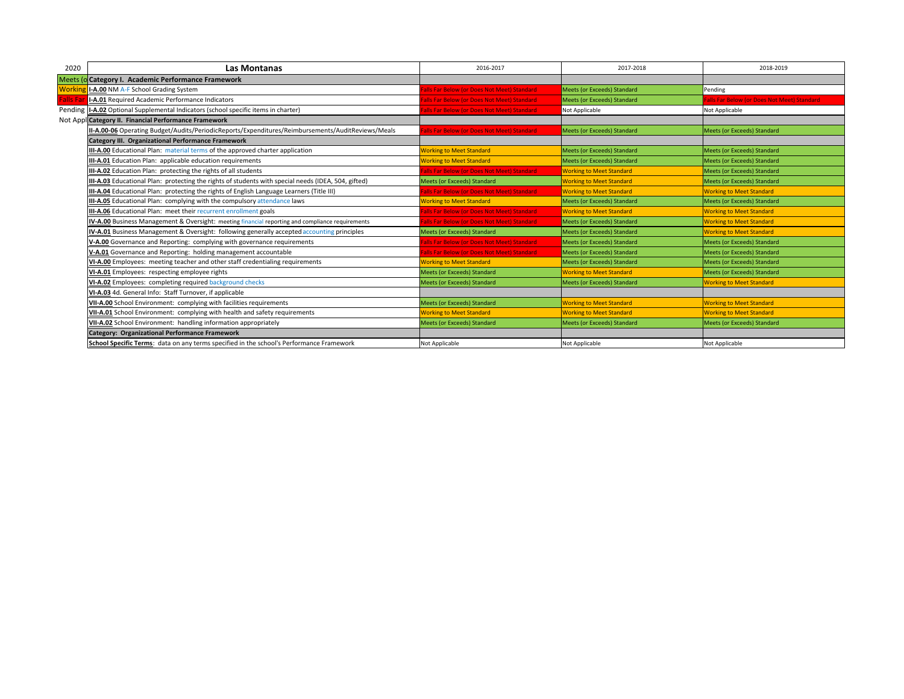| 2020 | Las Montanas | 2016-2017 | 2017-2018 | 2018-2019 |
|---|---|---|---|---|
| Meets (o | **Category I. Academic Performance Framework** | | | |
| Working | **I-A.00** NM A-F School Grading System | Falls Far Below (or Does Not Meet) Standard | Meets (or Exceeds) Standard | Pending |
| Falls Far | **I-A.01** Required Academic Performance Indicators | Falls Far Below (or Does Not Meet) Standard | Meets (or Exceeds) Standard | Falls Far Below (or Does Not Meet) Standard |
| Pending | **I-A.02** Optional Supplemental Indicators (school specific items in charter) | Falls Far Below (or Does Not Meet) Standard | Not Applicable | Not Applicable |
| Not Appl | **Category II. Financial Performance Framework** | | | |
| | **II-A.00-06** Operating Budget/Audits/PeriodicReports/Expenditures/Reimbursements/AuditReviews/Meals | Falls Far Below (or Does Not Meet) Standard | Meets (or Exceeds) Standard | Meets (or Exceeds) Standard |
| | **Category III. Organizational Performance Framework** | | | |
| | **III-A.00** Educational Plan: material terms of the approved charter application | Working to Meet Standard | Meets (or Exceeds) Standard | Meets (or Exceeds) Standard |
| | **III-A.01** Education Plan: applicable education requirements | Working to Meet Standard | Meets (or Exceeds) Standard | Meets (or Exceeds) Standard |
| | **III-A.02** Education Plan: protecting the rights of all students | Falls Far Below (or Does Not Meet) Standard | Working to Meet Standard | Meets (or Exceeds) Standard |
| | **III-A.03** Educational Plan: protecting the rights of students with special needs (IDEA, 504, gifted) | Meets (or Exceeds) Standard | Working to Meet Standard | Meets (or Exceeds) Standard |
| | **III-A.04** Educational Plan: protecting the rights of English Language Learners (Title III) | Falls Far Below (or Does Not Meet) Standard | Working to Meet Standard | Working to Meet Standard |
| | **III-A.05** Educational Plan: complying with the compulsory attendance laws | Working to Meet Standard | Meets (or Exceeds) Standard | Meets (or Exceeds) Standard |
| | **III-A.06** Educational Plan: meet their recurrent enrollment goals | Falls Far Below (or Does Not Meet) Standard | Working to Meet Standard | Working to Meet Standard |
| | **IV-A.00** Business Management & Oversight: meeting financial reporting and compliance requirements | Falls Far Below (or Does Not Meet) Standard | Meets (or Exceeds) Standard | Working to Meet Standard |
| | **IV-A.01** Business Management & Oversight: following generally accepted accounting principles | Meets (or Exceeds) Standard | Meets (or Exceeds) Standard | Working to Meet Standard |
| | **V-A.00** Governance and Reporting: complying with governance requirements | Falls Far Below (or Does Not Meet) Standard | Meets (or Exceeds) Standard | Meets (or Exceeds) Standard |
| | **V-A.01** Governance and Reporting: holding management accountable | Falls Far Below (or Does Not Meet) Standard | Meets (or Exceeds) Standard | Meets (or Exceeds) Standard |
| | **VI-A.00** Employees: meeting teacher and other staff credentialing requirements | Working to Meet Standard | Meets (or Exceeds) Standard | Meets (or Exceeds) Standard |
| | **VI-A.01** Employees: respecting employee rights | Meets (or Exceeds) Standard | Working to Meet Standard | Meets (or Exceeds) Standard |
| | **VI-A.02** Employees: completing required background checks | Meets (or Exceeds) Standard | Meets (or Exceeds) Standard | Working to Meet Standard |
| | **VI-A.03** 4d. General Info: Staff Turnover, if applicable | | | |
| | **VII-A.00** School Environment: complying with facilities requirements | Meets (or Exceeds) Standard | Working to Meet Standard | Working to Meet Standard |
| | **VII-A.01** School Environment: complying with health and safety requirements | Working to Meet Standard | Working to Meet Standard | Working to Meet Standard |
| | **VII-A.02** School Environment: handling information appropriately | Meets (or Exceeds) Standard | Meets (or Exceeds) Standard | Meets (or Exceeds) Standard |
| | **Category: Organizational Performance Framework** | | | |
| | **School Specific Terms**: data on any terms specified in the school's Performance Framework | Not Applicable | Not Applicable | Not Applicable |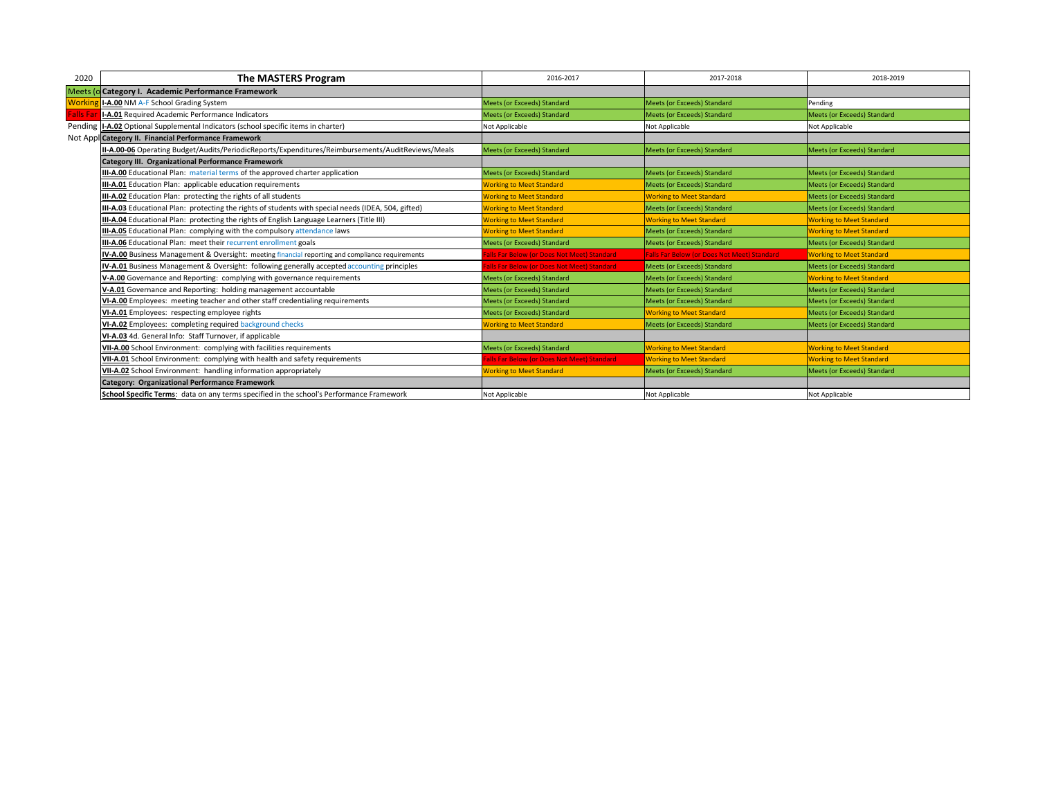| 2020 | The MASTERS Program | 2016-2017 | 2017-2018 | 2018-2019 |
|---|---|---|---|---|
| Meets (o | **Category I. Academic Performance Framework** | | | |
| Working | **I-A.00** NM A-F School Grading System | Meets (or Exceeds) Standard | Meets (or Exceeds) Standard | Pending |
| Falls Far | **I-A.01** Required Academic Performance Indicators | Meets (or Exceeds) Standard | Meets (or Exceeds) Standard | Meets (or Exceeds) Standard |
| Pending | **I-A.02** Optional Supplemental Indicators (school specific items in charter) | Not Applicable | Not Applicable | Not Applicable |
| Not Appl | **Category II. Financial Performance Framework** | | | |
| | **II-A.00-06** Operating Budget/Audits/PeriodicReports/Expenditures/Reimbursements/AuditReviews/Meals | Meets (or Exceeds) Standard | Meets (or Exceeds) Standard | Meets (or Exceeds) Standard |
| | **Category III. Organizational Performance Framework** | | | |
| | **III-A.00** Educational Plan: material terms of the approved charter application | Meets (or Exceeds) Standard | Meets (or Exceeds) Standard | Meets (or Exceeds) Standard |
| | **III-A.01** Education Plan: applicable education requirements | Working to Meet Standard | Meets (or Exceeds) Standard | Meets (or Exceeds) Standard |
| | **III-A.02** Education Plan: protecting the rights of all students | Working to Meet Standard | Working to Meet Standard | Meets (or Exceeds) Standard |
| | **III-A.03** Educational Plan: protecting the rights of students with special needs (IDEA, 504, gifted) | Working to Meet Standard | Meets (or Exceeds) Standard | Meets (or Exceeds) Standard |
| | **III-A.04** Educational Plan: protecting the rights of English Language Learners (Title III) | Working to Meet Standard | Working to Meet Standard | Working to Meet Standard |
| | **III-A.05** Educational Plan: complying with the compulsory attendance laws | Working to Meet Standard | Meets (or Exceeds) Standard | Working to Meet Standard |
| | **III-A.06** Educational Plan: meet their recurrent enrollment goals | Meets (or Exceeds) Standard | Meets (or Exceeds) Standard | Meets (or Exceeds) Standard |
| | **IV-A.00** Business Management & Oversight: meeting financial reporting and compliance requirements | Falls Far Below (or Does Not Meet) Standard | Falls Far Below (or Does Not Meet) Standard | Working to Meet Standard |
| | **IV-A.01** Business Management & Oversight: following generally accepted accounting principles | Falls Far Below (or Does Not Meet) Standard | Meets (or Exceeds) Standard | Meets (or Exceeds) Standard |
| | **V-A.00** Governance and Reporting: complying with governance requirements | Meets (or Exceeds) Standard | Meets (or Exceeds) Standard | Working to Meet Standard |
| | **V-A.01** Governance and Reporting: holding management accountable | Meets (or Exceeds) Standard | Meets (or Exceeds) Standard | Meets (or Exceeds) Standard |
| | **VI-A.00** Employees: meeting teacher and other staff credentialing requirements | Meets (or Exceeds) Standard | Meets (or Exceeds) Standard | Meets (or Exceeds) Standard |
| | **VI-A.01** Employees: respecting employee rights | Meets (or Exceeds) Standard | Working to Meet Standard | Meets (or Exceeds) Standard |
| | **VI-A.02** Employees: completing required background checks | Working to Meet Standard | Meets (or Exceeds) Standard | Meets (or Exceeds) Standard |
| | **VI-A.03** 4d. General Info: Staff Turnover, if applicable | | | |
| | **VII-A.00** School Environment: complying with facilities requirements | Meets (or Exceeds) Standard | Working to Meet Standard | Working to Meet Standard |
| | **VII-A.01** School Environment: complying with health and safety requirements | Falls Far Below (or Does Not Meet) Standard | Working to Meet Standard | Working to Meet Standard |
| | **VII-A.02** School Environment: handling information appropriately | Working to Meet Standard | Meets (or Exceeds) Standard | Meets (or Exceeds) Standard |
| | **Category: Organizational Performance Framework** | | | |
| | **School Specific Terms**: data on any terms specified in the school's Performance Framework | Not Applicable | Not Applicable | Not Applicable |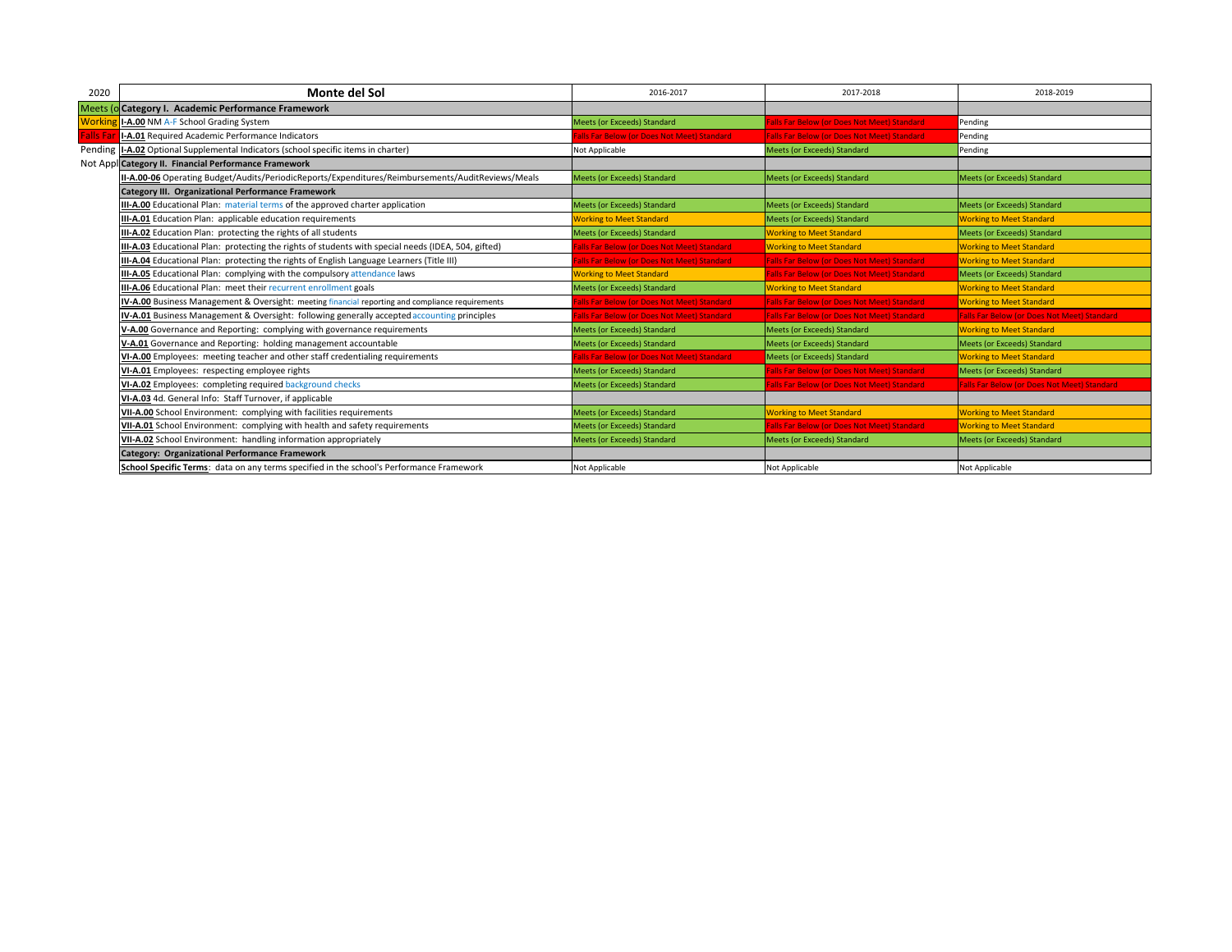| 2020 | Monte del Sol | 2016-2017 | 2017-2018 | 2018-2019 |
|---|---|---|---|---|
| Meets (o | **Category I. Academic Performance Framework** | | | |
| Working | **I-A.00** NM A-F School Grading System | Meets (or Exceeds) Standard | Falls Far Below (or Does Not Meet) Standard | Pending |
| Falls Far | **I-A.01** Required Academic Performance Indicators | Falls Far Below (or Does Not Meet) Standard | Falls Far Below (or Does Not Meet) Standard | Pending |
| Pending | **I-A.02** Optional Supplemental Indicators (school specific items in charter) | Not Applicable | Meets (or Exceeds) Standard | Pending |
| Not Appl | **Category II. Financial Performance Framework** | | | |
| | **II-A.00-06** Operating Budget/Audits/PeriodicReports/Expenditures/Reimbursements/AuditReviews/Meals | Meets (or Exceeds) Standard | Meets (or Exceeds) Standard | Meets (or Exceeds) Standard |
| | **Category III. Organizational Performance Framework** | | | |
| | **III-A.00** Educational Plan: material terms of the approved charter application | Meets (or Exceeds) Standard | Meets (or Exceeds) Standard | Meets (or Exceeds) Standard |
| | **III-A.01** Education Plan: applicable education requirements | Working to Meet Standard | Meets (or Exceeds) Standard | Working to Meet Standard |
| | **III-A.02** Education Plan: protecting the rights of all students | Meets (or Exceeds) Standard | Working to Meet Standard | Meets (or Exceeds) Standard |
| | **III-A.03** Educational Plan: protecting the rights of students with special needs (IDEA, 504, gifted) | Falls Far Below (or Does Not Meet) Standard | Working to Meet Standard | Working to Meet Standard |
| | **III-A.04** Educational Plan: protecting the rights of English Language Learners (Title III) | Falls Far Below (or Does Not Meet) Standard | Falls Far Below (or Does Not Meet) Standard | Working to Meet Standard |
| | **III-A.05** Educational Plan: complying with the compulsory attendance laws | Working to Meet Standard | Falls Far Below (or Does Not Meet) Standard | Meets (or Exceeds) Standard |
| | **III-A.06** Educational Plan: meet their recurrent enrollment goals | Meets (or Exceeds) Standard | Working to Meet Standard | Working to Meet Standard |
| | **IV-A.00** Business Management & Oversight: meeting financial reporting and compliance requirements | Falls Far Below (or Does Not Meet) Standard | Falls Far Below (or Does Not Meet) Standard | Working to Meet Standard |
| | **IV-A.01** Business Management & Oversight: following generally accepted accounting principles | Falls Far Below (or Does Not Meet) Standard | Falls Far Below (or Does Not Meet) Standard | Falls Far Below (or Does Not Meet) Standard |
| | **V-A.00** Governance and Reporting: complying with governance requirements | Meets (or Exceeds) Standard | Meets (or Exceeds) Standard | Working to Meet Standard |
| | **V-A.01** Governance and Reporting: holding management accountable | Meets (or Exceeds) Standard | Meets (or Exceeds) Standard | Meets (or Exceeds) Standard |
| | **VI-A.00** Employees: meeting teacher and other staff credentialing requirements | Falls Far Below (or Does Not Meet) Standard | Meets (or Exceeds) Standard | Working to Meet Standard |
| | **VI-A.01** Employees: respecting employee rights | Meets (or Exceeds) Standard | Falls Far Below (or Does Not Meet) Standard | Meets (or Exceeds) Standard |
| | **VI-A.02** Employees: completing required background checks | Meets (or Exceeds) Standard | Falls Far Below (or Does Not Meet) Standard | Falls Far Below (or Does Not Meet) Standard |
| | **VI-A.03** 4d. General Info: Staff Turnover, if applicable | | | |
| | **VII-A.00** School Environment: complying with facilities requirements | Meets (or Exceeds) Standard | Working to Meet Standard | Working to Meet Standard |
| | **VII-A.01** School Environment: complying with health and safety requirements | Meets (or Exceeds) Standard | Falls Far Below (or Does Not Meet) Standard | Working to Meet Standard |
| | **VII-A.02** School Environment: handling information appropriately | Meets (or Exceeds) Standard | Meets (or Exceeds) Standard | Meets (or Exceeds) Standard |
| | **Category: Organizational Performance Framework** | | | |
| | **School Specific Terms**: data on any terms specified in the school's Performance Framework | Not Applicable | Not Applicable | Not Applicable |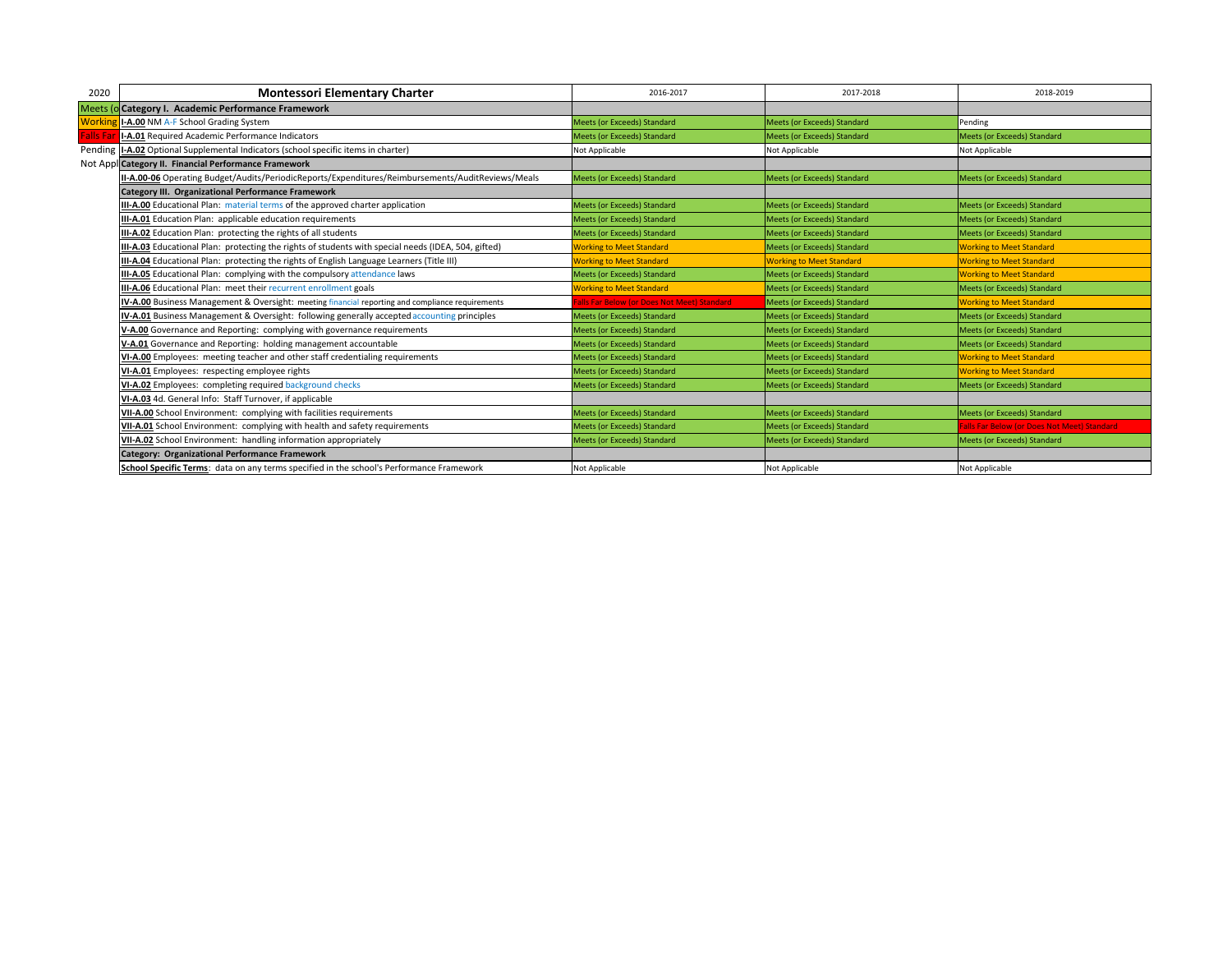| 2020 | Montessori Elementary Charter | 2016-2017 | 2017-2018 | 2018-2019 |
|---|---|---|---|---|
| Meets (o | **Category I. Academic Performance Framework** | | | |
| Working | **I-A.00** NM A-F School Grading System | Meets (or Exceeds) Standard | Meets (or Exceeds) Standard | Pending |
| Falls Far | **I-A.01** Required Academic Performance Indicators | Meets (or Exceeds) Standard | Meets (or Exceeds) Standard | Meets (or Exceeds) Standard |
| Pending | **I-A.02** Optional Supplemental Indicators (school specific items in charter) | Not Applicable | Not Applicable | Not Applicable |
| Not Appl | **Category II. Financial Performance Framework** | | | |
| | **II-A.00-06** Operating Budget/Audits/PeriodicReports/Expenditures/Reimbursements/AuditReviews/Meals | Meets (or Exceeds) Standard | Meets (or Exceeds) Standard | Meets (or Exceeds) Standard |
| | **Category III. Organizational Performance Framework** | | | |
| | **III-A.00** Educational Plan: material terms of the approved charter application | Meets (or Exceeds) Standard | Meets (or Exceeds) Standard | Meets (or Exceeds) Standard |
| | **III-A.01** Education Plan: applicable education requirements | Meets (or Exceeds) Standard | Meets (or Exceeds) Standard | Meets (or Exceeds) Standard |
| | **III-A.02** Education Plan: protecting the rights of all students | Meets (or Exceeds) Standard | Meets (or Exceeds) Standard | Meets (or Exceeds) Standard |
| | **III-A.03** Educational Plan: protecting the rights of students with special needs (IDEA, 504, gifted) | Working to Meet Standard | Meets (or Exceeds) Standard | Working to Meet Standard |
| | **III-A.04** Educational Plan: protecting the rights of English Language Learners (Title III) | Working to Meet Standard | Working to Meet Standard | Working to Meet Standard |
| | **III-A.05** Educational Plan: complying with the compulsory attendance laws | Meets (or Exceeds) Standard | Meets (or Exceeds) Standard | Working to Meet Standard |
| | **III-A.06** Educational Plan: meet their recurrent enrollment goals | Working to Meet Standard | Meets (or Exceeds) Standard | Meets (or Exceeds) Standard |
| | **IV-A.00** Business Management & Oversight: meeting financial reporting and compliance requirements | Falls Far Below (or Does Not Meet) Standard | Meets (or Exceeds) Standard | Working to Meet Standard |
| | **IV-A.01** Business Management & Oversight: following generally accepted accounting principles | Meets (or Exceeds) Standard | Meets (or Exceeds) Standard | Meets (or Exceeds) Standard |
| | **V-A.00** Governance and Reporting: complying with governance requirements | Meets (or Exceeds) Standard | Meets (or Exceeds) Standard | Meets (or Exceeds) Standard |
| | **V-A.01** Governance and Reporting: holding management accountable | Meets (or Exceeds) Standard | Meets (or Exceeds) Standard | Meets (or Exceeds) Standard |
| | **VI-A.00** Employees: meeting teacher and other staff credentialing requirements | Meets (or Exceeds) Standard | Meets (or Exceeds) Standard | Working to Meet Standard |
| | **VI-A.01** Employees: respecting employee rights | Meets (or Exceeds) Standard | Meets (or Exceeds) Standard | Working to Meet Standard |
| | **VI-A.02** Employees: completing required background checks | Meets (or Exceeds) Standard | Meets (or Exceeds) Standard | Meets (or Exceeds) Standard |
| | **VI-A.03** 4d. General Info: Staff Turnover, if applicable | | | |
| | **VII-A.00** School Environment: complying with facilities requirements | Meets (or Exceeds) Standard | Meets (or Exceeds) Standard | Meets (or Exceeds) Standard |
| | **VII-A.01** School Environment: complying with health and safety requirements | Meets (or Exceeds) Standard | Meets (or Exceeds) Standard | Falls Far Below (or Does Not Meet) Standard |
| | **VII-A.02** School Environment: handling information appropriately | Meets (or Exceeds) Standard | Meets (or Exceeds) Standard | Meets (or Exceeds) Standard |
| | **Category: Organizational Performance Framework** | | | |
| | **School Specific Terms**: data on any terms specified in the school's Performance Framework | Not Applicable | Not Applicable | Not Applicable |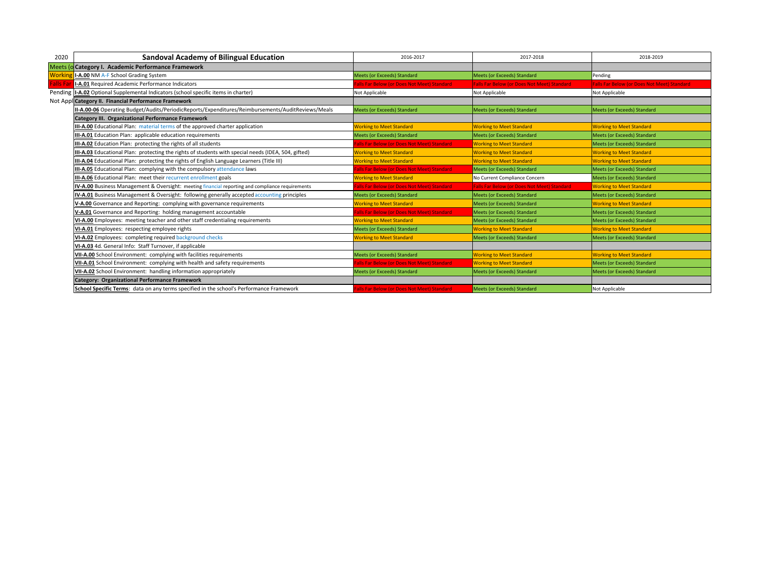| 2020 | Sandoval Academy of Bilingual Education | 2016-2017 | 2017-2018 | 2018-2019 |
|---|---|---|---|---|
| Meets (o | **Category I. Academic Performance Framework** | | | |
| Working | **I-A.00** NM A-F School Grading System | Meets (or Exceeds) Standard | Meets (or Exceeds) Standard | Pending |
| Falls Far | **I-A.01** Required Academic Performance Indicators | Falls Far Below (or Does Not Meet) Standard | Falls Far Below (or Does Not Meet) Standard | Falls Far Below (or Does Not Meet) Standard |
| Pending | **I-A.02** Optional Supplemental Indicators (school specific items in charter) | Not Applicable | Not Applicable | Not Applicable |
| Not Appl | **Category II. Financial Performance Framework** | | | |
| | **II-A.00-06** Operating Budget/Audits/PeriodicReports/Expenditures/Reimbursements/AuditReviews/Meals | Meets (or Exceeds) Standard | Meets (or Exceeds) Standard | Meets (or Exceeds) Standard |
| | **Category III. Organizational Performance Framework** | | | |
| | **III-A.00** Educational Plan: material terms of the approved charter application | Working to Meet Standard | Working to Meet Standard | Working to Meet Standard |
| | **III-A.01** Education Plan: applicable education requirements | Meets (or Exceeds) Standard | Meets (or Exceeds) Standard | Meets (or Exceeds) Standard |
| | **III-A.02** Education Plan: protecting the rights of all students | Falls Far Below (or Does Not Meet) Standard | Working to Meet Standard | Meets (or Exceeds) Standard |
| | **III-A.03** Educational Plan: protecting the rights of students with special needs (IDEA, 504, gifted) | Working to Meet Standard | Working to Meet Standard | Working to Meet Standard |
| | **III-A.04** Educational Plan: protecting the rights of English Language Learners (Title III) | Working to Meet Standard | Working to Meet Standard | Working to Meet Standard |
| | **III-A.05** Educational Plan: complying with the compulsory attendance laws | Falls Far Below (or Does Not Meet) Standard | Meets (or Exceeds) Standard | Meets (or Exceeds) Standard |
| | **III-A.06** Educational Plan: meet their recurrent enrollment goals | Working to Meet Standard | No Current Compliance Concern | Meets (or Exceeds) Standard |
| | **IV-A.00** Business Management & Oversight: meeting financial reporting and compliance requirements | Falls Far Below (or Does Not Meet) Standard | Falls Far Below (or Does Not Meet) Standard | Working to Meet Standard |
| | **IV-A.01** Business Management & Oversight: following generally accepted accounting principles | Meets (or Exceeds) Standard | Meets (or Exceeds) Standard | Meets (or Exceeds) Standard |
| | **V-A.00** Governance and Reporting: complying with governance requirements | Working to Meet Standard | Meets (or Exceeds) Standard | Working to Meet Standard |
| | **V-A.01** Governance and Reporting: holding management accountable | Falls Far Below (or Does Not Meet) Standard | Meets (or Exceeds) Standard | Meets (or Exceeds) Standard |
| | **VI-A.00** Employees: meeting teacher and other staff credentialing requirements | Working to Meet Standard | Meets (or Exceeds) Standard | Meets (or Exceeds) Standard |
| | **VI-A.01** Employees: respecting employee rights | Meets (or Exceeds) Standard | Working to Meet Standard | Working to Meet Standard |
| | **VI-A.02** Employees: completing required background checks | Working to Meet Standard | Meets (or Exceeds) Standard | Meets (or Exceeds) Standard |
| | **VI-A.03** 4d. General Info: Staff Turnover, if applicable | | | |
| | **VII-A.00** School Environment: complying with facilities requirements | Meets (or Exceeds) Standard | Working to Meet Standard | Working to Meet Standard |
| | **VII-A.01** School Environment: complying with health and safety requirements | Falls Far Below (or Does Not Meet) Standard | Working to Meet Standard | Meets (or Exceeds) Standard |
| | **VII-A.02** School Environment: handling information appropriately | Meets (or Exceeds) Standard | Meets (or Exceeds) Standard | Meets (or Exceeds) Standard |
| | **Category: Organizational Performance Framework** | | | |
| | **School Specific Terms**: data on any terms specified in the school's Performance Framework | Falls Far Below (or Does Not Meet) Standard | Meets (or Exceeds) Standard | Not Applicable |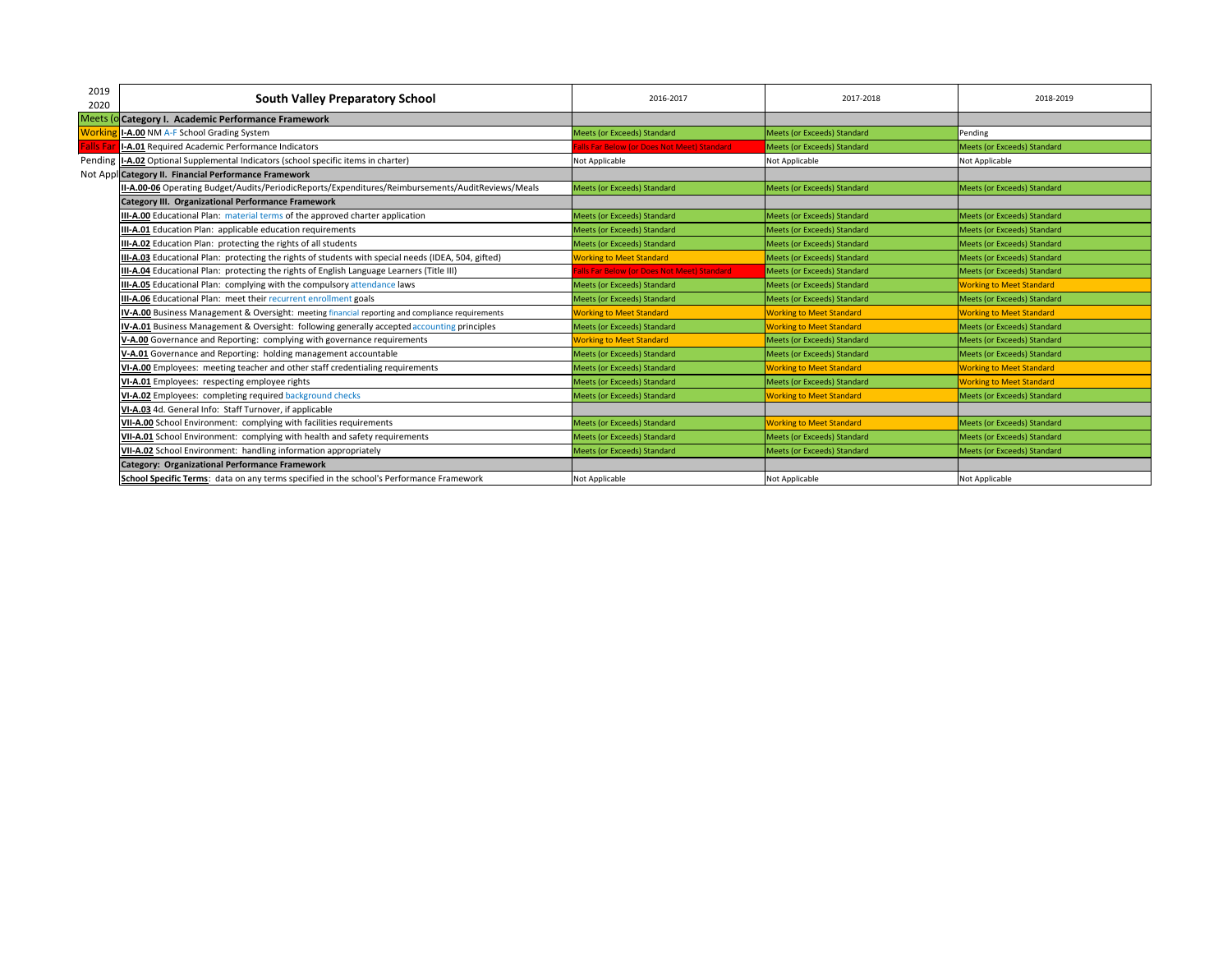| 2019 2020 | South Valley Preparatory School | 2016-2017 | 2017-2018 | 2018-2019 |
|---|---|---|---|---|
| Meets (o | **Category I. Academic Performance Framework** | | | |
| Working | **I-A.00** NM A-F School Grading System | Meets (or Exceeds) Standard | Meets (or Exceeds) Standard | Pending |
| Falls Far | **I-A.01** Required Academic Performance Indicators | Falls Far Below (or Does Not Meet) Standard | Meets (or Exceeds) Standard | Meets (or Exceeds) Standard |
| Pending | **I-A.02** Optional Supplemental Indicators (school specific items in charter) | Not Applicable | Not Applicable | Not Applicable |
| Not Appl | **Category II. Financial Performance Framework** | | | |
| | **II-A.00-06** Operating Budget/Audits/PeriodicReports/Expenditures/Reimbursements/AuditReviews/Meals | Meets (or Exceeds) Standard | Meets (or Exceeds) Standard | Meets (or Exceeds) Standard |
| | **Category III. Organizational Performance Framework** | | | |
| | **III-A.00** Educational Plan: material terms of the approved charter application | Meets (or Exceeds) Standard | Meets (or Exceeds) Standard | Meets (or Exceeds) Standard |
| | **III-A.01** Education Plan: applicable education requirements | Meets (or Exceeds) Standard | Meets (or Exceeds) Standard | Meets (or Exceeds) Standard |
| | **III-A.02** Education Plan: protecting the rights of all students | Meets (or Exceeds) Standard | Meets (or Exceeds) Standard | Meets (or Exceeds) Standard |
| | **III-A.03** Educational Plan: protecting the rights of students with special needs (IDEA, 504, gifted) | Working to Meet Standard | Meets (or Exceeds) Standard | Meets (or Exceeds) Standard |
| | **III-A.04** Educational Plan: protecting the rights of English Language Learners (Title III) | Falls Far Below (or Does Not Meet) Standard | Meets (or Exceeds) Standard | Meets (or Exceeds) Standard |
| | **III-A.05** Educational Plan: complying with the compulsory attendance laws | Meets (or Exceeds) Standard | Meets (or Exceeds) Standard | Working to Meet Standard |
| | **III-A.06** Educational Plan: meet their recurrent enrollment goals | Meets (or Exceeds) Standard | Meets (or Exceeds) Standard | Meets (or Exceeds) Standard |
| | **IV-A.00** Business Management & Oversight: meeting financial reporting and compliance requirements | Working to Meet Standard | Working to Meet Standard | Working to Meet Standard |
| | **IV-A.01** Business Management & Oversight: following generally accepted accounting principles | Meets (or Exceeds) Standard | Working to Meet Standard | Meets (or Exceeds) Standard |
| | **V-A.00** Governance and Reporting: complying with governance requirements | Working to Meet Standard | Meets (or Exceeds) Standard | Meets (or Exceeds) Standard |
| | **V-A.01** Governance and Reporting: holding management accountable | Meets (or Exceeds) Standard | Meets (or Exceeds) Standard | Meets (or Exceeds) Standard |
| | **VI-A.00** Employees: meeting teacher and other staff credentialing requirements | Meets (or Exceeds) Standard | Working to Meet Standard | Working to Meet Standard |
| | **VI-A.01** Employees: respecting employee rights | Meets (or Exceeds) Standard | Meets (or Exceeds) Standard | Working to Meet Standard |
| | **VI-A.02** Employees: completing required background checks | Meets (or Exceeds) Standard | Working to Meet Standard | Meets (or Exceeds) Standard |
| | **VI-A.03** 4d. General Info: Staff Turnover, if applicable | | | |
| | **VII-A.00** School Environment: complying with facilities requirements | Meets (or Exceeds) Standard | Working to Meet Standard | Meets (or Exceeds) Standard |
| | **VII-A.01** School Environment: complying with health and safety requirements | Meets (or Exceeds) Standard | Meets (or Exceeds) Standard | Meets (or Exceeds) Standard |
| | **VII-A.02** School Environment: handling information appropriately | Meets (or Exceeds) Standard | Meets (or Exceeds) Standard | Meets (or Exceeds) Standard |
| | **Category: Organizational Performance Framework** | | | |
| | **School Specific Terms**: data on any terms specified in the school's Performance Framework | Not Applicable | Not Applicable | Not Applicable |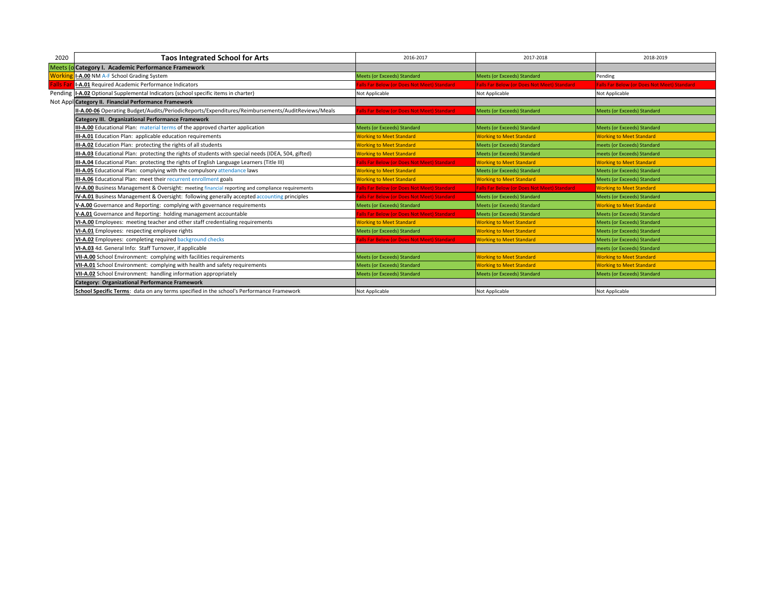| 2020 | Taos Integrated School for Arts | 2016-2017 | 2017-2018 | 2018-2019 |
|---|---|---|---|---|
| Meets (o | **Category I. Academic Performance Framework** | | | |
| Working | **I-A.00** NM A-F School Grading System | Meets (or Exceeds) Standard | Meets (or Exceeds) Standard | Pending |
| Falls Far | **I-A.01** Required Academic Performance Indicators | Falls Far Below (or Does Not Meet) Standard | Falls Far Below (or Does Not Meet) Standard | Falls Far Below (or Does Not Meet) Standard |
| Pending | **I-A.02** Optional Supplemental Indicators (school specific items in charter) | Not Applicable | Not Applicable | Not Applicable |
| Not Appl | **Category II. Financial Performance Framework** | | | |
| | **II-A.00-06** Operating Budget/Audits/PeriodicReports/Expenditures/Reimbursements/AuditReviews/Meals | Falls Far Below (or Does Not Meet) Standard | Meets (or Exceeds) Standard | Meets (or Exceeds) Standard |
| | **Category III. Organizational Performance Framework** | | | |
| | **III-A.00** Educational Plan: material terms of the approved charter application | Meets (or Exceeds) Standard | Meets (or Exceeds) Standard | Meets (or Exceeds) Standard |
| | **III-A.01** Education Plan: applicable education requirements | Working to Meet Standard | Working to Meet Standard | Working to Meet Standard |
| | **III-A.02** Education Plan: protecting the rights of all students | Working to Meet Standard | Meets (or Exceeds) Standard | meets (or Exceeds) Standard |
| | **III-A.03** Educational Plan: protecting the rights of students with special needs (IDEA, 504, gifted) | Working to Meet Standard | Meets (or Exceeds) Standard | meets (or Exceeds) Standard |
| | **III-A.04** Educational Plan: protecting the rights of English Language Learners (Title III) | Falls Far Below (or Does Not Meet) Standard | Working to Meet Standard | Working to Meet Standard |
| | **III-A.05** Educational Plan: complying with the compulsory attendance laws | Working to Meet Standard | Meets (or Exceeds) Standard | Meets (or Exceeds) Standard |
| | **III-A.06** Educational Plan: meet their recurrent enrollment goals | Working to Meet Standard | Working to Meet Standard | Meets (or Exceeds) Standard |
| | **IV-A.00** Business Management & Oversight: meeting financial reporting and compliance requirements | Falls Far Below (or Does Not Meet) Standard | Falls Far Below (or Does Not Meet) Standard | Working to Meet Standard |
| | **IV-A.01** Business Management & Oversight: following generally accepted accounting principles | Falls Far Below (or Does Not Meet) Standard | Meets (or Exceeds) Standard | Meets (or Exceeds) Standard |
| | **V-A.00** Governance and Reporting: complying with governance requirements | Meets (or Exceeds) Standard | Meets (or Exceeds) Standard | Working to Meet Standard |
| | **V-A.01** Governance and Reporting: holding management accountable | Falls Far Below (or Does Not Meet) Standard | Meets (or Exceeds) Standard | Meets (or Exceeds) Standard |
| | **VI-A.00** Employees: meeting teacher and other staff credentialing requirements | Working to Meet Standard | Working to Meet Standard | Meets (or Exceeds) Standard |
| | **VI-A.01** Employees: respecting employee rights | Meets (or Exceeds) Standard | Working to Meet Standard | Meets (or Exceeds) Standard |
| | **VI-A.02** Employees: completing required background checks | Falls Far Below (or Does Not Meet) Standard | Working to Meet Standard | Meets (or Exceeds) Standard |
| | **VI-A.03** 4d. General Info: Staff Turnover, if applicable | | | meets (or Exceeds) Standard |
| | **VII-A.00** School Environment: complying with facilities requirements | Meets (or Exceeds) Standard | Working to Meet Standard | Working to Meet Standard |
| | **VII-A.01** School Environment: complying with health and safety requirements | Meets (or Exceeds) Standard | Working to Meet Standard | Working to Meet Standard |
| | **VII-A.02** School Environment: handling information appropriately | Meets (or Exceeds) Standard | Meets (or Exceeds) Standard | Meets (or Exceeds) Standard |
| | **Category: Organizational Performance Framework** | | | |
| | **School Specific Terms**: data on any terms specified in the school's Performance Framework | Not Applicable | Not Applicable | Not Applicable |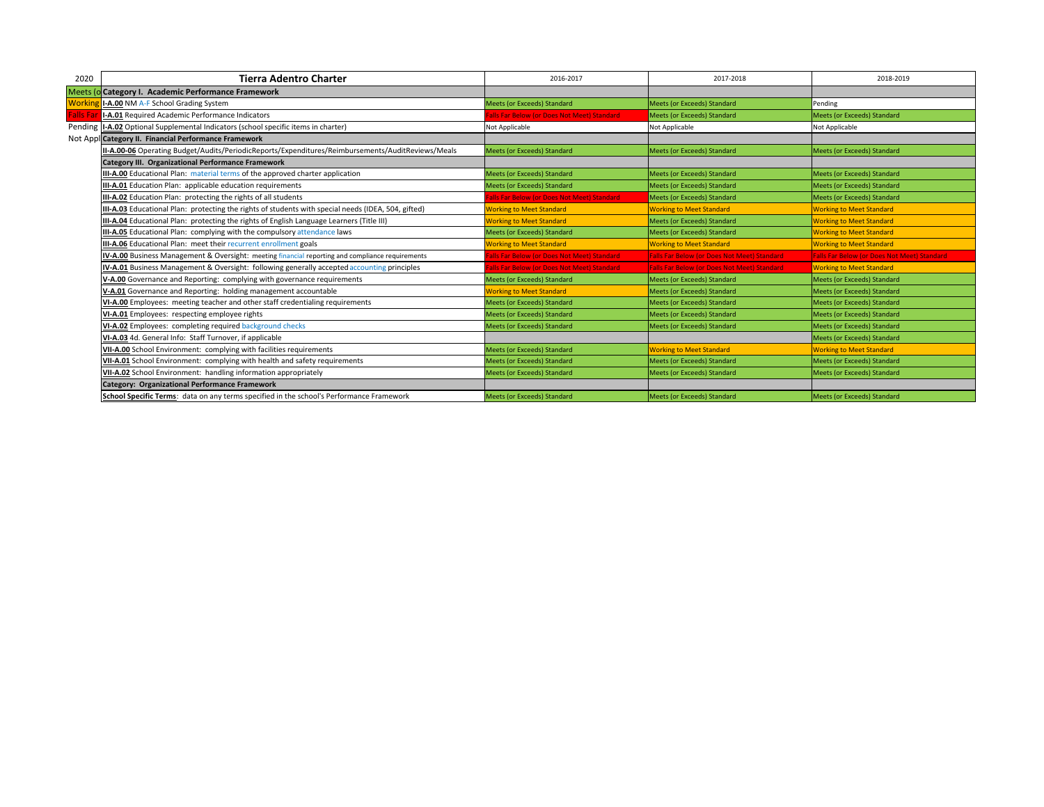| 2020 | Tierra Adentro Charter | 2016-2017 | 2017-2018 | 2018-2019 |
|---|---|---|---|---|
| Meets (o | **Category I. Academic Performance Framework** | | | |
| Working | **I-A.00** NM A-F School Grading System | Meets (or Exceeds) Standard | Meets (or Exceeds) Standard | Pending |
| Falls Far | **I-A.01** Required Academic Performance Indicators | Falls Far Below (or Does Not Meet) Standard | Meets (or Exceeds) Standard | Meets (or Exceeds) Standard |
| Pending | **I-A.02** Optional Supplemental Indicators (school specific items in charter) | Not Applicable | Not Applicable | Not Applicable |
| Not Appl | **Category II. Financial Performance Framework** | | | |
| | **II-A.00-06** Operating Budget/Audits/PeriodicReports/Expenditures/Reimbursements/AuditReviews/Meals | Meets (or Exceeds) Standard | Meets (or Exceeds) Standard | Meets (or Exceeds) Standard |
| | **Category III. Organizational Performance Framework** | | | |
| | **III-A.00** Educational Plan: material terms of the approved charter application | Meets (or Exceeds) Standard | Meets (or Exceeds) Standard | Meets (or Exceeds) Standard |
| | **III-A.01** Education Plan: applicable education requirements | Meets (or Exceeds) Standard | Meets (or Exceeds) Standard | Meets (or Exceeds) Standard |
| | **III-A.02** Education Plan: protecting the rights of all students | Falls Far Below (or Does Not Meet) Standard | Meets (or Exceeds) Standard | Meets (or Exceeds) Standard |
| | **III-A.03** Educational Plan: protecting the rights of students with special needs (IDEA, 504, gifted) | Working to Meet Standard | Working to Meet Standard | Working to Meet Standard |
| | **III-A.04** Educational Plan: protecting the rights of English Language Learners (Title III) | Working to Meet Standard | Meets (or Exceeds) Standard | Working to Meet Standard |
| | **III-A.05** Educational Plan: complying with the compulsory attendance laws | Meets (or Exceeds) Standard | Meets (or Exceeds) Standard | Working to Meet Standard |
| | **III-A.06** Educational Plan: meet their recurrent enrollment goals | Working to Meet Standard | Working to Meet Standard | Working to Meet Standard |
| | **IV-A.00** Business Management & Oversight: meeting financial reporting and compliance requirements | Falls Far Below (or Does Not Meet) Standard | Falls Far Below (or Does Not Meet) Standard | Falls Far Below (or Does Not Meet) Standard |
| | **IV-A.01** Business Management & Oversight: following generally accepted accounting principles | Falls Far Below (or Does Not Meet) Standard | Falls Far Below (or Does Not Meet) Standard | Working to Meet Standard |
| | **V-A.00** Governance and Reporting: complying with governance requirements | Meets (or Exceeds) Standard | Meets (or Exceeds) Standard | Meets (or Exceeds) Standard |
| | **V-A.01** Governance and Reporting: holding management accountable | Working to Meet Standard | Meets (or Exceeds) Standard | Meets (or Exceeds) Standard |
| | **VI-A.00** Employees: meeting teacher and other staff credentialing requirements | Meets (or Exceeds) Standard | Meets (or Exceeds) Standard | Meets (or Exceeds) Standard |
| | **VI-A.01** Employees: respecting employee rights | Meets (or Exceeds) Standard | Meets (or Exceeds) Standard | Meets (or Exceeds) Standard |
| | **VI-A.02** Employees: completing required background checks | Meets (or Exceeds) Standard | Meets (or Exceeds) Standard | Meets (or Exceeds) Standard |
| | **VI-A.03** 4d. General Info: Staff Turnover, if applicable | | | Meets (or Exceeds) Standard |
| | **VII-A.00** School Environment: complying with facilities requirements | Meets (or Exceeds) Standard | Working to Meet Standard | Working to Meet Standard |
| | **VII-A.01** School Environment: complying with health and safety requirements | Meets (or Exceeds) Standard | Meets (or Exceeds) Standard | Meets (or Exceeds) Standard |
| | **VII-A.02** School Environment: handling information appropriately | Meets (or Exceeds) Standard | Meets (or Exceeds) Standard | Meets (or Exceeds) Standard |
| | **Category: Organizational Performance Framework** | | | |
| | **School Specific Terms**: data on any terms specified in the school's Performance Framework | Meets (or Exceeds) Standard | Meets (or Exceeds) Standard | Meets (or Exceeds) Standard |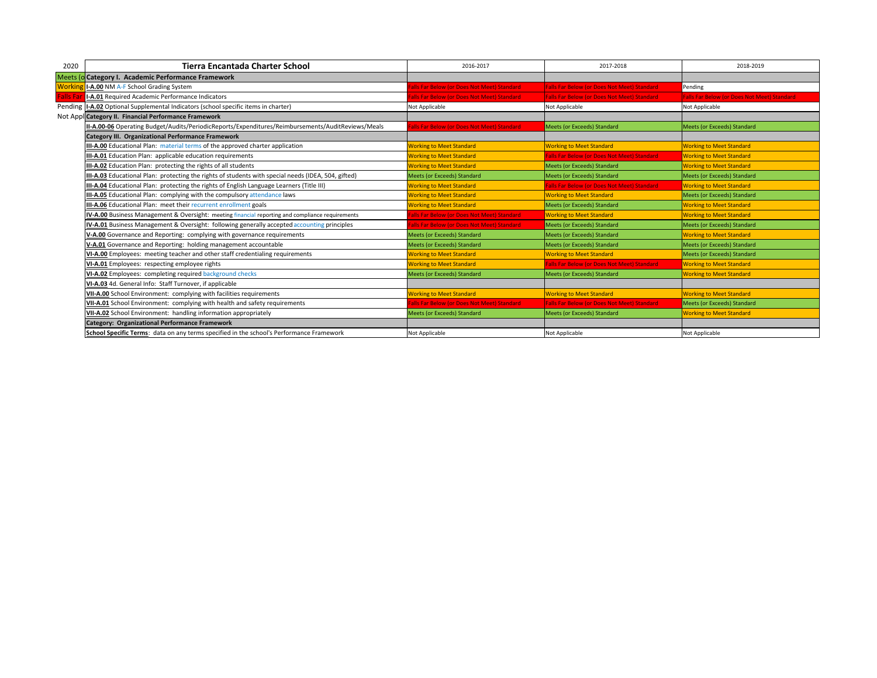| 2020 | Tierra Encantada Charter School | 2016-2017 | 2017-2018 | 2018-2019 |
|---|---|---|---|---|
| Meets (o | **Category I. Academic Performance Framework** | | | |
| Working | **I-A.00** NM A-F School Grading System | Falls Far Below (or Does Not Meet) Standard | Falls Far Below (or Does Not Meet) Standard | Pending |
| Falls Far | **I-A.01** Required Academic Performance Indicators | Falls Far Below (or Does Not Meet) Standard | Falls Far Below (or Does Not Meet) Standard | Falls Far Below (or Does Not Meet) Standard |
| Pending | **I-A.02** Optional Supplemental Indicators (school specific items in charter) | Not Applicable | Not Applicable | Not Applicable |
| Not Appl | **Category II. Financial Performance Framework** | | | |
| | **II-A.00-06** Operating Budget/Audits/PeriodicReports/Expenditures/Reimbursements/AuditReviews/Meals | Falls Far Below (or Does Not Meet) Standard | Meets (or Exceeds) Standard | Meets (or Exceeds) Standard |
| | **Category III. Organizational Performance Framework** | | | |
| | **III-A.00** Educational Plan: material terms of the approved charter application | Working to Meet Standard | Working to Meet Standard | Working to Meet Standard |
| | **III-A.01** Education Plan: applicable education requirements | Working to Meet Standard | Falls Far Below (or Does Not Meet) Standard | Working to Meet Standard |
| | **III-A.02** Education Plan: protecting the rights of all students | Working to Meet Standard | Meets (or Exceeds) Standard | Working to Meet Standard |
| | **III-A.03** Educational Plan: protecting the rights of students with special needs (IDEA, 504, gifted) | Meets (or Exceeds) Standard | Meets (or Exceeds) Standard | Meets (or Exceeds) Standard |
| | **III-A.04** Educational Plan: protecting the rights of English Language Learners (Title III) | Working to Meet Standard | Falls Far Below (or Does Not Meet) Standard | Working to Meet Standard |
| | **III-A.05** Educational Plan: complying with the compulsory attendance laws | Working to Meet Standard | Working to Meet Standard | Meets (or Exceeds) Standard |
| | **III-A.06** Educational Plan: meet their recurrent enrollment goals | Working to Meet Standard | Meets (or Exceeds) Standard | Working to Meet Standard |
| | **IV-A.00** Business Management & Oversight: meeting financial reporting and compliance requirements | Falls Far Below (or Does Not Meet) Standard | Working to Meet Standard | Working to Meet Standard |
| | **IV-A.01** Business Management & Oversight: following generally accepted accounting principles | Falls Far Below (or Does Not Meet) Standard | Meets (or Exceeds) Standard | Meets (or Exceeds) Standard |
| | **V-A.00** Governance and Reporting: complying with governance requirements | Meets (or Exceeds) Standard | Meets (or Exceeds) Standard | Working to Meet Standard |
| | **V-A.01** Governance and Reporting: holding management accountable | Meets (or Exceeds) Standard | Meets (or Exceeds) Standard | Meets (or Exceeds) Standard |
| | **VI-A.00** Employees: meeting teacher and other staff credentialing requirements | Working to Meet Standard | Working to Meet Standard | Meets (or Exceeds) Standard |
| | **VI-A.01** Employees: respecting employee rights | Working to Meet Standard | Falls Far Below (or Does Not Meet) Standard | Working to Meet Standard |
| | **VI-A.02** Employees: completing required background checks | Meets (or Exceeds) Standard | Meets (or Exceeds) Standard | Working to Meet Standard |
| | **VI-A.03** 4d. General Info: Staff Turnover, if applicable | | | |
| | **VII-A.00** School Environment: complying with facilities requirements | Working to Meet Standard | Working to Meet Standard | Working to Meet Standard |
| | **VII-A.01** School Environment: complying with health and safety requirements | Falls Far Below (or Does Not Meet) Standard | Falls Far Below (or Does Not Meet) Standard | Meets (or Exceeds) Standard |
| | **VII-A.02** School Environment: handling information appropriately | Meets (or Exceeds) Standard | Meets (or Exceeds) Standard | Working to Meet Standard |
| | **Category: Organizational Performance Framework** | | | |
| | **School Specific Terms**: data on any terms specified in the school's Performance Framework | Not Applicable | Not Applicable | Not Applicable |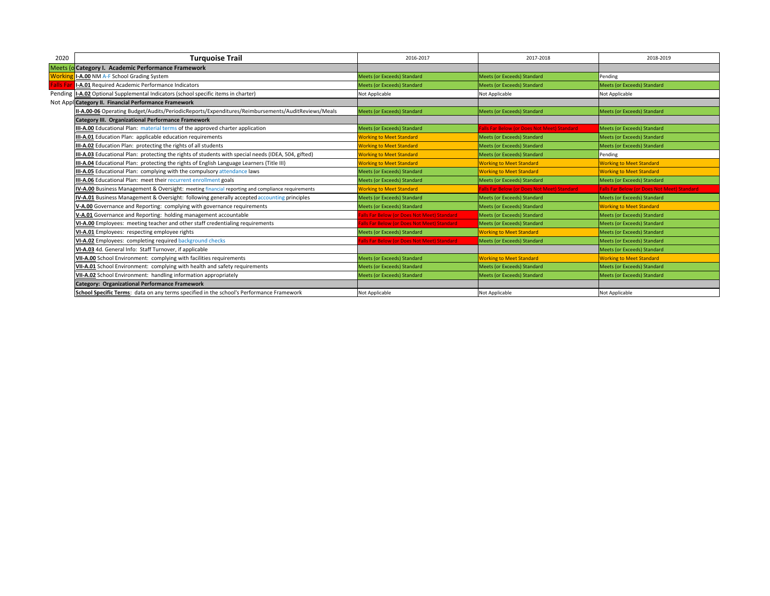| 2020 | Turquoise Trail | 2016-2017 | 2017-2018 | 2018-2019 |
|---|---|---|---|---|
| Meets (o | **Category I. Academic Performance Framework** | | | |
| Working | **I-A.00** NM A-F School Grading System | Meets (or Exceeds) Standard | Meets (or Exceeds) Standard | Pending |
| Falls Far | **I-A.01** Required Academic Performance Indicators | Meets (or Exceeds) Standard | Meets (or Exceeds) Standard | Meets (or Exceeds) Standard |
| Pending | **I-A.02** Optional Supplemental Indicators (school specific items in charter) | Not Applicable | Not Applicable | Not Applicable |
| Not Appl | **Category II. Financial Performance Framework** | | | |
| | **II-A.00-06** Operating Budget/Audits/PeriodicReports/Expenditures/Reimbursements/AuditReviews/Meals | Meets (or Exceeds) Standard | Meets (or Exceeds) Standard | Meets (or Exceeds) Standard |
| | **Category III. Organizational Performance Framework** | | | |
| | **III-A.00** Educational Plan: material terms of the approved charter application | Meets (or Exceeds) Standard | Falls Far Below (or Does Not Meet) Standard | Meets (or Exceeds) Standard |
| | **III-A.01** Education Plan: applicable education requirements | Working to Meet Standard | Meets (or Exceeds) Standard | Meets (or Exceeds) Standard |
| | **III-A.02** Education Plan: protecting the rights of all students | Working to Meet Standard | Meets (or Exceeds) Standard | Meets (or Exceeds) Standard |
| | **III-A.03** Educational Plan: protecting the rights of students with special needs (IDEA, 504, gifted) | Working to Meet Standard | Meets (or Exceeds) Standard | Pending |
| | **III-A.04** Educational Plan: protecting the rights of English Language Learners (Title III) | Working to Meet Standard | Working to Meet Standard | Working to Meet Standard |
| | **III-A.05** Educational Plan: complying with the compulsory attendance laws | Meets (or Exceeds) Standard | Working to Meet Standard | Working to Meet Standard |
| | **III-A.06** Educational Plan: meet their recurrent enrollment goals | Meets (or Exceeds) Standard | Meets (or Exceeds) Standard | Meets (or Exceeds) Standard |
| | **IV-A.00** Business Management & Oversight: meeting financial reporting and compliance requirements | Working to Meet Standard | Falls Far Below (or Does Not Meet) Standard | Falls Far Below (or Does Not Meet) Standard |
| | **IV-A.01** Business Management & Oversight: following generally accepted accounting principles | Meets (or Exceeds) Standard | Meets (or Exceeds) Standard | Meets (or Exceeds) Standard |
| | **V-A.00** Governance and Reporting: complying with governance requirements | Meets (or Exceeds) Standard | Meets (or Exceeds) Standard | Working to Meet Standard |
| | **V-A.01** Governance and Reporting: holding management accountable | Falls Far Below (or Does Not Meet) Standard | Meets (or Exceeds) Standard | Meets (or Exceeds) Standard |
| | **VI-A.00** Employees: meeting teacher and other staff credentialing requirements | Falls Far Below (or Does Not Meet) Standard | Meets (or Exceeds) Standard | Meets (or Exceeds) Standard |
| | **VI-A.01** Employees: respecting employee rights | Meets (or Exceeds) Standard | Working to Meet Standard | Meets (or Exceeds) Standard |
| | **VI-A.02** Employees: completing required background checks | Falls Far Below (or Does Not Meet) Standard | Meets (or Exceeds) Standard | Meets (or Exceeds) Standard |
| | **VI-A.03** 4d. General Info: Staff Turnover, if applicable | | | Meets (or Exceeds) Standard |
| | **VII-A.00** School Environment: complying with facilities requirements | Meets (or Exceeds) Standard | Working to Meet Standard | Working to Meet Standard |
| | **VII-A.01** School Environment: complying with health and safety requirements | Meets (or Exceeds) Standard | Meets (or Exceeds) Standard | Meets (or Exceeds) Standard |
| | **VII-A.02** School Environment: handling information appropriately | Meets (or Exceeds) Standard | Meets (or Exceeds) Standard | Meets (or Exceeds) Standard |
| | **Category: Organizational Performance Framework** | | | |
| | **School Specific Terms**: data on any terms specified in the school's Performance Framework | Not Applicable | Not Applicable | Not Applicable |